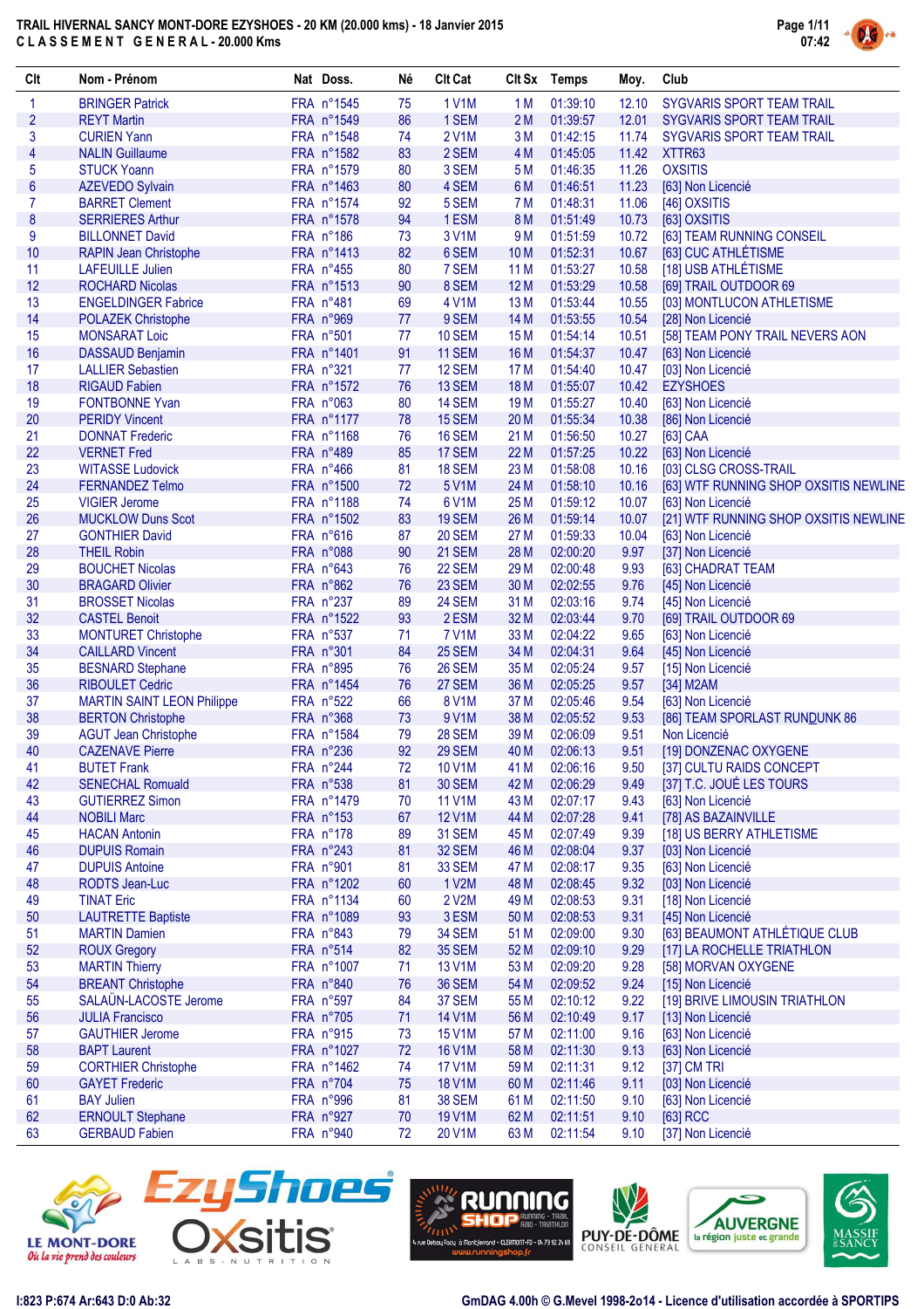# TRAIL HIVERNAL SANCY MONT-DORE EZYSHOES - 20 KM (20.000 kms) - 18 Janvier 2015

## CLASSEMENT GENERAL - 20.000 Kms

| Clt | Nom - Prénom | Nat | Doss. | Né | Clt Cat | Clt Sx | Temps | Moy. | Club |
|---|---|---|---|---|---|---|---|---|---|
| 1 | BRINGER Patrick | FRA | n°1545 | 75 | 1 V1M | 1 M | 01:39:10 | 12.10 | SYGVARIS SPORT TEAM TRAIL |
| 2 | REYT Martin | FRA | n°1549 | 86 | 1 SEM | 2 M | 01:39:57 | 12.01 | SYGVARIS SPORT TEAM TRAIL |
| 3 | CURIEN Yann | FRA | n°1548 | 74 | 2 V1M | 3 M | 01:42:15 | 11.74 | SYGVARIS SPORT TEAM TRAIL |
| 4 | NALIN Guillaume | FRA | n°1582 | 83 | 2 SEM | 4 M | 01:45:05 | 11.42 | XTTR63 |
| 5 | STUCK Yoann | FRA | n°1579 | 80 | 3 SEM | 5 M | 01:46:35 | 11.26 | OXSITIS |
| 6 | AZEVEDO Sylvain | FRA | n°1463 | 80 | 4 SEM | 6 M | 01:46:51 | 11.23 | [63] Non Licencié |
| 7 | BARRET Clement | FRA | n°1574 | 92 | 5 SEM | 7 M | 01:48:31 | 11.06 | [46] OXSITIS |
| 8 | SERRIERES Arthur | FRA | n°1578 | 94 | 1 ESM | 8 M | 01:51:49 | 10.73 | [63] OXSITIS |
| 9 | BILLONNET David | FRA | n°186 | 73 | 3 V1M | 9 M | 01:51:59 | 10.72 | [63] TEAM RUNNING CONSEIL |
| 10 | RAPIN Jean Christophe | FRA | n°1413 | 82 | 6 SEM | 10 M | 01:52:31 | 10.67 | [63] CUC ATHLÉTISME |
| 11 | LAFEUILLE Julien | FRA | n°455 | 80 | 7 SEM | 11 M | 01:53:27 | 10.58 | [18] USB ATHLÉTISME |
| 12 | ROCHARD Nicolas | FRA | n°1513 | 90 | 8 SEM | 12 M | 01:53:29 | 10.58 | [69] TRAIL OUTDOOR 69 |
| 13 | ENGELDINGER Fabrice | FRA | n°481 | 69 | 4 V1M | 13 M | 01:53:44 | 10.55 | [03] MONTLUCON ATHLETISME |
| 14 | POLAZEK Christophe | FRA | n°969 | 77 | 9 SEM | 14 M | 01:53:55 | 10.54 | [28] Non Licencié |
| 15 | MONSARAT Loic | FRA | n°501 | 77 | 10 SEM | 15 M | 01:54:14 | 10.51 | [58] TEAM PONY TRAIL NEVERS AON |
| 16 | DASSAUD Benjamin | FRA | n°1401 | 91 | 11 SEM | 16 M | 01:54:37 | 10.47 | [63] Non Licencié |
| 17 | LALLIER Sebastien | FRA | n°321 | 77 | 12 SEM | 17 M | 01:54:40 | 10.47 | [03] Non Licencié |
| 18 | RIGAUD Fabien | FRA | n°1572 | 76 | 13 SEM | 18 M | 01:55:07 | 10.42 | EZYSHOES |
| 19 | FONTBONNE Yvan | FRA | n°063 | 80 | 14 SEM | 19 M | 01:55:27 | 10.40 | [63] Non Licencié |
| 20 | PERIDY Vincent | FRA | n°1177 | 78 | 15 SEM | 20 M | 01:55:34 | 10.38 | [86] Non Licencié |
| 21 | DONNAT Frederic | FRA | n°1168 | 76 | 16 SEM | 21 M | 01:56:50 | 10.27 | [63] CAA |
| 22 | VERNET Fred | FRA | n°489 | 85 | 17 SEM | 22 M | 01:57:25 | 10.22 | [63] Non Licencié |
| 23 | WITASSE Ludovick | FRA | n°466 | 81 | 18 SEM | 23 M | 01:58:08 | 10.16 | [03] CLSG CROSS-TRAIL |
| 24 | FERNANDEZ Telmo | FRA | n°1500 | 72 | 5 V1M | 24 M | 01:58:10 | 10.16 | [63] WTF RUNNING SHOP OXSITIS NEWLINE |
| 25 | VIGIER Jerome | FRA | n°1188 | 74 | 6 V1M | 25 M | 01:59:12 | 10.07 | [63] Non Licencié |
| 26 | MUCKLOW Duns Scot | FRA | n°1502 | 83 | 19 SEM | 26 M | 01:59:14 | 10.07 | [21] WTF RUNNING SHOP OXSITIS NEWLINE |
| 27 | GONTHIER David | FRA | n°616 | 87 | 20 SEM | 27 M | 01:59:33 | 10.04 | [63] Non Licencié |
| 28 | THEIL Robin | FRA | n°088 | 90 | 21 SEM | 28 M | 02:00:20 | 9.97 | [37] Non Licencié |
| 29 | BOUCHET Nicolas | FRA | n°643 | 76 | 22 SEM | 29 M | 02:00:48 | 9.93 | [63] CHADRAT TEAM |
| 30 | BRAGARD Olivier | FRA | n°862 | 76 | 23 SEM | 30 M | 02:02:55 | 9.76 | [45] Non Licencié |
| 31 | BROSSET Nicolas | FRA | n°237 | 89 | 24 SEM | 31 M | 02:03:16 | 9.74 | [45] Non Licencié |
| 32 | CASTEL Benoit | FRA | n°1522 | 93 | 2 ESM | 32 M | 02:03:44 | 9.70 | [69] TRAIL OUTDOOR 69 |
| 33 | MONTURET Christophe | FRA | n°537 | 71 | 7 V1M | 33 M | 02:04:22 | 9.65 | [63] Non Licencié |
| 34 | CAILLARD Vincent | FRA | n°301 | 84 | 25 SEM | 34 M | 02:04:31 | 9.64 | [45] Non Licencié |
| 35 | BESNARD Stephane | FRA | n°895 | 76 | 26 SEM | 35 M | 02:05:24 | 9.57 | [15] Non Licencié |
| 36 | RIBOULET Cedric | FRA | n°1454 | 76 | 27 SEM | 36 M | 02:05:25 | 9.57 | [34] M2AM |
| 37 | MARTIN SAINT LEON Philippe | FRA | n°522 | 66 | 8 V1M | 37 M | 02:05:46 | 9.54 | [63] Non Licencié |
| 38 | BERTON Christophe | FRA | n°368 | 73 | 9 V1M | 38 M | 02:05:52 | 9.53 | [86] TEAM SPORLAST RUNDUNK 86 |
| 39 | AGUT Jean Christophe | FRA | n°1584 | 79 | 28 SEM | 39 M | 02:06:09 | 9.51 | Non Licencié |
| 40 | CAZENAVE Pierre | FRA | n°236 | 92 | 29 SEM | 40 M | 02:06:13 | 9.51 | [19] DONZENAC OXYGENE |
| 41 | BUTET Frank | FRA | n°244 | 72 | 10 V1M | 41 M | 02:06:16 | 9.50 | [37] CULTU RAIDS CONCEPT |
| 42 | SENECHAL Romuald | FRA | n°538 | 81 | 30 SEM | 42 M | 02:06:29 | 9.49 | [37] T.C. JOUÉ LES TOURS |
| 43 | GUTIERREZ Simon | FRA | n°1479 | 70 | 11 V1M | 43 M | 02:07:17 | 9.43 | [63] Non Licencié |
| 44 | NOBILI Marc | FRA | n°153 | 67 | 12 V1M | 44 M | 02:07:28 | 9.41 | [78] AS BAZAINVILLE |
| 45 | HACAN Antonin | FRA | n°178 | 89 | 31 SEM | 45 M | 02:07:49 | 9.39 | [18] US BERRY ATHLETISME |
| 46 | DUPUIS Romain | FRA | n°243 | 81 | 32 SEM | 46 M | 02:08:04 | 9.37 | [03] Non Licencié |
| 47 | DUPUIS Antoine | FRA | n°901 | 81 | 33 SEM | 47 M | 02:08:17 | 9.35 | [63] Non Licencié |
| 48 | RODTS Jean-Luc | FRA | n°1202 | 60 | 1 V2M | 48 M | 02:08:45 | 9.32 | [03] Non Licencié |
| 49 | TINAT Eric | FRA | n°1134 | 60 | 2 V2M | 49 M | 02:08:53 | 9.31 | [18] Non Licencié |
| 50 | LAUTRETTE Baptiste | FRA | n°1089 | 93 | 3 ESM | 50 M | 02:08:53 | 9.31 | [45] Non Licencié |
| 51 | MARTIN Damien | FRA | n°843 | 79 | 34 SEM | 51 M | 02:09:00 | 9.30 | [63] BEAUMONT ATHLÉTIQUE CLUB |
| 52 | ROUX Gregory | FRA | n°514 | 82 | 35 SEM | 52 M | 02:09:10 | 9.29 | [17] LA ROCHELLE TRIATHLON |
| 53 | MARTIN Thierry | FRA | n°1007 | 71 | 13 V1M | 53 M | 02:09:20 | 9.28 | [58] MORVAN OXYGENE |
| 54 | BREANT Christophe | FRA | n°840 | 76 | 36 SEM | 54 M | 02:09:52 | 9.24 | [15] Non Licencié |
| 55 | SALAÜN-LACOSTE Jerome | FRA | n°597 | 84 | 37 SEM | 55 M | 02:10:12 | 9.22 | [19] BRIVE LIMOUSIN TRIATHLON |
| 56 | JULIA Francisco | FRA | n°705 | 71 | 14 V1M | 56 M | 02:10:49 | 9.17 | [13] Non Licencié |
| 57 | GAUTHIER Jerome | FRA | n°915 | 73 | 15 V1M | 57 M | 02:11:00 | 9.16 | [63] Non Licencié |
| 58 | BAPT Laurent | FRA | n°1027 | 72 | 16 V1M | 58 M | 02:11:30 | 9.13 | [63] Non Licencié |
| 59 | CORTHIER Christophe | FRA | n°1462 | 74 | 17 V1M | 59 M | 02:11:31 | 9.12 | [37] CM TRI |
| 60 | GAYET Frederic | FRA | n°704 | 75 | 18 V1M | 60 M | 02:11:46 | 9.11 | [03] Non Licencié |
| 61 | BAY Julien | FRA | n°996 | 81 | 38 SEM | 61 M | 02:11:50 | 9.10 | [63] Non Licencié |
| 62 | ERNOULT Stephane | FRA | n°927 | 70 | 19 V1M | 62 M | 02:11:51 | 9.10 | [63] RCC |
| 63 | GERBAUD Fabien | FRA | n°940 | 72 | 20 V1M | 63 M | 02:11:54 | 9.10 | [37] Non Licencié |

I:823 P:674 Ar:643 D:0 Ab:32

GmDAG 4.00h © G.Mevel 1998-2014 - Licence d'utilisation accordée à SPORTIPS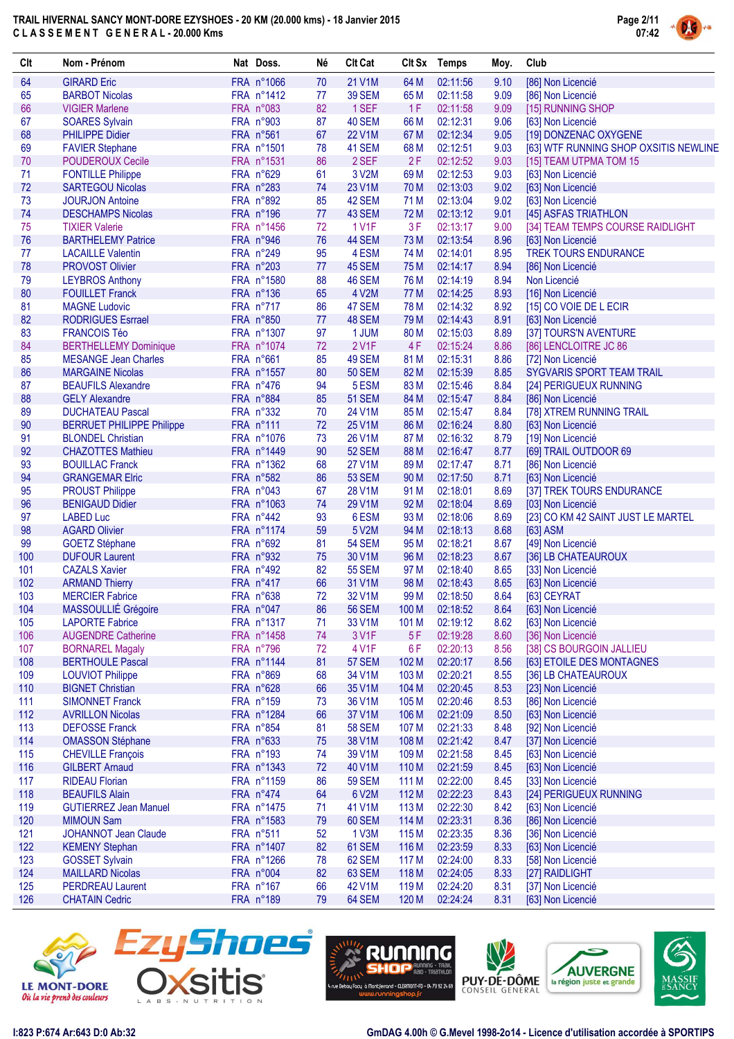# TRAIL HIVERNAL SANCY MONT-DORE EZYSHOES - 20 KM (20.000 kms) - 18 Janvier 2015

## CLASSEMENT GENERAL - 20.000 Kms

| Clt | Nom - Prénom | Nat | Doss. | Né | Clt Cat | Clt Sx | Temps | Moy. | Club |
|---|---|---|---|---|---|---|---|---|---|
| 64 | GIRARD Eric | FRA | n°1066 | 70 | 21 V1M | 64 M | 02:11:56 | 9.10 | [86] Non Licencié |
| 65 | BARBOT Nicolas | FRA | n°1412 | 77 | 39 SEM | 65 M | 02:11:58 | 9.09 | [86] Non Licencié |
| 66 | VIGIER Marlene | FRA | n°083 | 82 | 1 SEF | 1 F | 02:11:58 | 9.09 | [15] RUNNING SHOP |
| 67 | SOARES Sylvain | FRA | n°903 | 87 | 40 SEM | 66 M | 02:12:31 | 9.06 | [63] Non Licencié |
| 68 | PHILIPPE Didier | FRA | n°561 | 67 | 22 V1M | 67 M | 02:12:34 | 9.05 | [19] DONZENAC OXYGENE |
| 69 | FAVIER Stephane | FRA | n°1501 | 78 | 41 SEM | 68 M | 02:12:51 | 9.03 | [63] WTF RUNNING SHOP OXSITIS NEWLINE |
| 70 | POUDEROUX Cecile | FRA | n°1531 | 86 | 2 SEF | 2 F | 02:12:52 | 9.03 | [15] TEAM UTPMA TOM 15 |
| 71 | FONTILLE Philippe | FRA | n°629 | 61 | 3 V2M | 69 M | 02:12:53 | 9.03 | [63] Non Licencié |
| 72 | SARTEGOU Nicolas | FRA | n°283 | 74 | 23 V1M | 70 M | 02:13:03 | 9.02 | [63] Non Licencié |
| 73 | JOURJON Antoine | FRA | n°892 | 85 | 42 SEM | 71 M | 02:13:04 | 9.02 | [63] Non Licencié |
| 74 | DESCHAMPS Nicolas | FRA | n°196 | 77 | 43 SEM | 72 M | 02:13:12 | 9.01 | [45] ASFAS TRIATHLON |
| 75 | TIXIER Valerie | FRA | n°1456 | 72 | 1 V1F | 3 F | 02:13:17 | 9.00 | [34] TEAM TEMPS COURSE RAIDLIGHT |
| 76 | BARTHELEMY Patrice | FRA | n°946 | 76 | 44 SEM | 73 M | 02:13:54 | 8.96 | [63] Non Licencié |
| 77 | LACAILLE Valentin | FRA | n°249 | 95 | 4 ESM | 74 M | 02:14:01 | 8.95 | TREK TOURS ENDURANCE |
| 78 | PROVOST Olivier | FRA | n°203 | 77 | 45 SEM | 75 M | 02:14:17 | 8.94 | [86] Non Licencié |
| 79 | LEYBROS Anthony | FRA | n°1580 | 88 | 46 SEM | 76 M | 02:14:19 | 8.94 | Non Licencié |
| 80 | FOUILLET Franck | FRA | n°136 | 65 | 4 V2M | 77 M | 02:14:25 | 8.93 | [16] Non Licencié |
| 81 | MAGNE Ludovic | FRA | n°717 | 86 | 47 SEM | 78 M | 02:14:32 | 8.92 | [15] CO VOIE DE L ECIR |
| 82 | RODRIGUES Esrrael | FRA | n°850 | 77 | 48 SEM | 79 M | 02:14:43 | 8.91 | [63] Non Licencié |
| 83 | FRANCOIS Téo | FRA | n°1307 | 97 | 1 JUM | 80 M | 02:15:03 | 8.89 | [37] TOURS'N AVENTURE |
| 84 | BERTHELLEMY Dominique | FRA | n°1074 | 72 | 2 V1F | 4 F | 02:15:24 | 8.86 | [86] LENCLOITRE JC 86 |
| 85 | MESANGE Jean Charles | FRA | n°661 | 85 | 49 SEM | 81 M | 02:15:31 | 8.86 | [72] Non Licencié |
| 86 | MARGAINE Nicolas | FRA | n°1557 | 80 | 50 SEM | 82 M | 02:15:39 | 8.85 | SYGVARIS SPORT TEAM TRAIL |
| 87 | BEAUFILS Alexandre | FRA | n°476 | 94 | 5 ESM | 83 M | 02:15:46 | 8.84 | [24] PERIGUEUX RUNNING |
| 88 | GELY Alexandre | FRA | n°884 | 85 | 51 SEM | 84 M | 02:15:47 | 8.84 | [86] Non Licencié |
| 89 | DUCHATEAU Pascal | FRA | n°332 | 70 | 24 V1M | 85 M | 02:15:47 | 8.84 | [78] XTREM RUNNING TRAIL |
| 90 | BERRUET PHILIPPE Philippe | FRA | n°111 | 72 | 25 V1M | 86 M | 02:16:24 | 8.80 | [63] Non Licencié |
| 91 | BLONDEL Christian | FRA | n°1076 | 73 | 26 V1M | 87 M | 02:16:32 | 8.79 | [19] Non Licencié |
| 92 | CHAZOTTES Mathieu | FRA | n°1449 | 90 | 52 SEM | 88 M | 02:16:47 | 8.77 | [69] TRAIL OUTDOOR 69 |
| 93 | BOUILLAC Franck | FRA | n°1362 | 68 | 27 V1M | 89 M | 02:17:47 | 8.71 | [86] Non Licencié |
| 94 | GRANGEMAR Elric | FRA | n°582 | 86 | 53 SEM | 90 M | 02:17:50 | 8.71 | [63] Non Licencié |
| 95 | PROUST Philippe | FRA | n°043 | 67 | 28 V1M | 91 M | 02:18:01 | 8.69 | [37] TREK TOURS ENDURANCE |
| 96 | BENIGAUD Didier | FRA | n°1063 | 74 | 29 V1M | 92 M | 02:18:04 | 8.69 | [03] Non Licencié |
| 97 | LABED Luc | FRA | n°442 | 93 | 6 ESM | 93 M | 02:18:06 | 8.69 | [23] CO KM 42 SAINT JUST LE MARTEL |
| 98 | AGARD Olivier | FRA | n°1174 | 59 | 5 V2M | 94 M | 02:18:13 | 8.68 | [63] ASM |
| 99 | GOETZ Stéphane | FRA | n°692 | 81 | 54 SEM | 95 M | 02:18:21 | 8.67 | [49] Non Licencié |
| 100 | DUFOUR Laurent | FRA | n°932 | 75 | 30 V1M | 96 M | 02:18:23 | 8.67 | [36] LB CHATEAUROUX |
| 101 | CAZALS Xavier | FRA | n°492 | 82 | 55 SEM | 97 M | 02:18:40 | 8.65 | [33] Non Licencié |
| 102 | ARMAND Thierry | FRA | n°417 | 66 | 31 V1M | 98 M | 02:18:43 | 8.65 | [63] Non Licencié |
| 103 | MERCIER Fabrice | FRA | n°638 | 72 | 32 V1M | 99 M | 02:18:50 | 8.64 | [63] CEYRAT |
| 104 | MASSOULLIÉ Grégoire | FRA | n°047 | 86 | 56 SEM | 100 M | 02:18:52 | 8.64 | [63] Non Licencié |
| 105 | LAPORTE Fabrice | FRA | n°1317 | 71 | 33 V1M | 101 M | 02:19:12 | 8.62 | [63] Non Licencié |
| 106 | AUGENDRE Catherine | FRA | n°1458 | 74 | 3 V1F | 5 F | 02:19:28 | 8.60 | [36] Non Licencié |
| 107 | BORNAREL Magaly | FRA | n°796 | 72 | 4 V1F | 6 F | 02:20:13 | 8.56 | [38] CS BOURGOIN JALLIEU |
| 108 | BERTHOULE Pascal | FRA | n°1144 | 81 | 57 SEM | 102 M | 02:20:17 | 8.56 | [63] ETOILE DES MONTAGNES |
| 109 | LOUVIOT Philippe | FRA | n°869 | 68 | 34 V1M | 103 M | 02:20:21 | 8.55 | [36] LB CHATEAUROUX |
| 110 | BIGNET Christian | FRA | n°628 | 66 | 35 V1M | 104 M | 02:20:45 | 8.53 | [23] Non Licencié |
| 111 | SIMONNET Franck | FRA | n°159 | 73 | 36 V1M | 105 M | 02:20:46 | 8.53 | [86] Non Licencié |
| 112 | AVRILLON Nicolas | FRA | n°1284 | 66 | 37 V1M | 106 M | 02:21:09 | 8.50 | [63] Non Licencié |
| 113 | DEFOSSE Franck | FRA | n°854 | 81 | 58 SEM | 107 M | 02:21:33 | 8.48 | [92] Non Licencié |
| 114 | OMASSON Stéphane | FRA | n°633 | 75 | 38 V1M | 108 M | 02:21:42 | 8.47 | [37] Non Licencié |
| 115 | CHEVILLE François | FRA | n°193 | 74 | 39 V1M | 109 M | 02:21:58 | 8.45 | [63] Non Licencié |
| 116 | GILBERT Arnaud | FRA | n°1343 | 72 | 40 V1M | 110 M | 02:21:59 | 8.45 | [63] Non Licencié |
| 117 | RIDEAU Florian | FRA | n°1159 | 86 | 59 SEM | 111 M | 02:22:00 | 8.45 | [33] Non Licencié |
| 118 | BEAUFILS Alain | FRA | n°474 | 64 | 6 V2M | 112 M | 02:22:23 | 8.43 | [24] PERIGUEUX RUNNING |
| 119 | GUTIERREZ Jean Manuel | FRA | n°1475 | 71 | 41 V1M | 113 M | 02:22:30 | 8.42 | [63] Non Licencié |
| 120 | MIMOUN Sam | FRA | n°1583 | 79 | 60 SEM | 114 M | 02:23:31 | 8.36 | [86] Non Licencié |
| 121 | JOHANNOT Jean Claude | FRA | n°511 | 52 | 1 V3M | 115 M | 02:23:35 | 8.36 | [63] Non Licencié |
| 122 | KEMENY Stephan | FRA | n°1407 | 82 | 61 SEM | 116 M | 02:23:59 | 8.33 | [63] Non Licencié |
| 123 | GOSSET Sylvain | FRA | n°1266 | 78 | 62 SEM | 117 M | 02:24:00 | 8.33 | [58] Non Licencié |
| 124 | MAILLARD Nicolas | FRA | n°004 | 82 | 63 SEM | 118 M | 02:24:05 | 8.33 | [27] RAIDLIGHT |
| 125 | PERDREAU Laurent | FRA | n°167 | 66 | 42 V1M | 119 M | 02:24:20 | 8.31 | [37] Non Licencié |
| 126 | CHATAIN Cedric | FRA | n°189 | 79 | 64 SEM | 120 M | 02:24:24 | 8.31 | [63] Non Licencié |

I:823 P:674 Ar:643 D:0 Ab:32

GmDAG 4.00h © G.Mevel 1998-2o14 - Licence d'utilisation accordée à SPORTIPS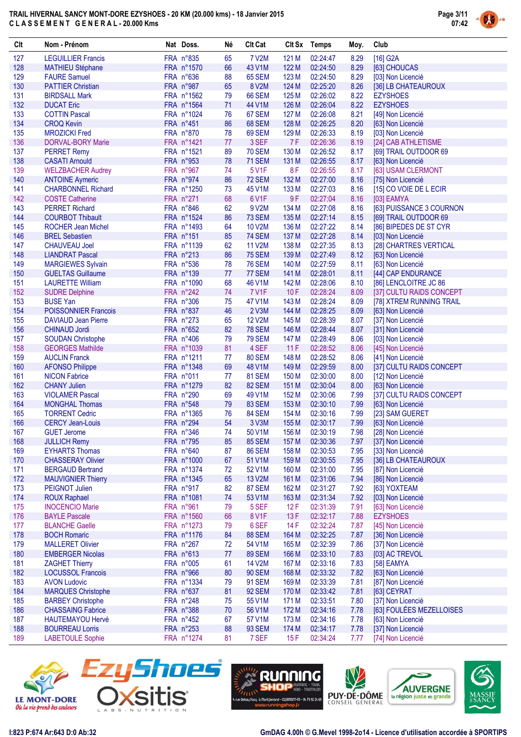**TRAIL HIVERNAL SANCY MONT-DORE EZYSHOES - 20 KM (20.000 kms) - 18 Janvier 2015**
**CLASSEMENT GENERAL - 20.000 Kms**

| Clt | Nom - Prénom | Nat | Doss. | Né | Clt Cat | Clt Sx | Temps | Moy. | Club |
|---|---|---|---|---|---|---|---|---|---|
| 127 | LEGUILLIER Francis | FRA | n°835 | 65 | 7 V2M | 121 M | 02:24:47 | 8.29 | [16] G2A |
| 128 | MATHIEU Stéphane | FRA | n°1570 | 66 | 43 V1M | 122 M | 02:24:50 | 8.29 | [63] CHOUCAS |
| 129 | FAURE Samuel | FRA | n°636 | 88 | 65 SEM | 123 M | 02:24:50 | 8.29 | [03] Non Licencié |
| 130 | PATTIER Christian | FRA | n°987 | 65 | 8 V2M | 124 M | 02:25:20 | 8.26 | [36] LB CHATEAUROUX |
| 131 | BIRDSALL Mark | FRA | n°1562 | 79 | 66 SEM | 125 M | 02:26:02 | 8.22 | EZYSHOES |
| 132 | DUCAT Eric | FRA | n°1564 | 71 | 44 V1M | 126 M | 02:26:04 | 8.22 | EZYSHOES |
| 133 | COTTIN Pascal | FRA | n°1024 | 76 | 67 SEM | 127 M | 02:26:08 | 8.21 | [49] Non Licencié |
| 134 | CROQ Kevin | FRA | n°451 | 86 | 68 SEM | 128 M | 02:26:25 | 8.20 | [63] Non Licencié |
| 135 | MROZICKI Fred | FRA | n°870 | 78 | 69 SEM | 129 M | 02:26:33 | 8.19 | [03] Non Licencié |
| 136 | DORVAL-BORY Marie | FRA | n°1421 | 77 | 3 SEF | 7 F | 02:26:36 | 8.19 | [24] CAB ATHLETISME |
| 137 | PERRET Remy | FRA | n°1521 | 89 | 70 SEM | 130 M | 02:26:52 | 8.17 | [69] TRAIL OUTDOOR 69 |
| 138 | CASATI Arnould | FRA | n°953 | 78 | 71 SEM | 131 M | 02:26:55 | 8.17 | [63] Non Licencié |
| 139 | WELZBACHER Audrey | FRA | n°967 | 74 | 5 V1F | 8 F | 02:26:55 | 8.17 | [63] USAM CLERMONT |
| 140 | ANTOINE Aymeric | FRA | n°974 | 86 | 72 SEM | 132 M | 02:27:00 | 8.16 | [75] Non Licencié |
| 141 | CHARBONNEL Richard | FRA | n°1250 | 73 | 45 V1M | 133 M | 02:27:03 | 8.16 | [15] CO VOIE DE L ECIR |
| 142 | COSTE Catherine | FRA | n°271 | 68 | 6 V1F | 9 F | 02:27:04 | 8.16 | [03] EAMYA |
| 143 | PERRET Richard | FRA | n°846 | 62 | 9 V2M | 134 M | 02:27:08 | 8.16 | [63] PUISSANCE 3 COURNON |
| 144 | COURBOT Thibault | FRA | n°1524 | 86 | 73 SEM | 135 M | 02:27:14 | 8.15 | [69] TRAIL OUTDOOR 69 |
| 145 | ROCHER Jean Michel | FRA | n°1493 | 64 | 10 V2M | 136 M | 02:27:22 | 8.14 | [86] BIPEDES DE ST CYR |
| 146 | BREL Sebastien | FRA | n°151 | 85 | 74 SEM | 137 M | 02:27:28 | 8.14 | [03] Non Licencié |
| 147 | CHAUVEAU Joel | FRA | n°1139 | 62 | 11 V2M | 138 M | 02:27:35 | 8.13 | [28] CHARTRES VERTICAL |
| 148 | LIANDRAT Pascal | FRA | n°213 | 86 | 75 SEM | 139 M | 02:27:49 | 8.12 | [63] Non Licencié |
| 149 | MARGIEWES Sylvain | FRA | n°536 | 78 | 76 SEM | 140 M | 02:27:59 | 8.11 | [63] Non Licencié |
| 150 | GUELTAS Guillaume | FRA | n°139 | 77 | 77 SEM | 141 M | 02:28:01 | 8.11 | [44] CAP ENDURANCE |
| 151 | LAURETTE William | FRA | n°1090 | 68 | 46 V1M | 142 M | 02:28:06 | 8.10 | [86] LENCLOITRE JC 86 |
| 152 | SUDRE Delphine | FRA | n°242 | 74 | 7 V1F | 10 F | 02:28:24 | 8.09 | [37] CULTU RAIDS CONCEPT |
| 153 | BUSE Yan | FRA | n°306 | 75 | 47 V1M | 143 M | 02:28:24 | 8.09 | [78] XTREM RUNNING TRAIL |
| 154 | POISSONNIER Francois | FRA | n°837 | 46 | 2 V3M | 144 M | 02:28:25 | 8.09 | [63] Non Licencié |
| 155 | DAVIAUD Jean Pierre | FRA | n°273 | 65 | 12 V2M | 145 M | 02:28:39 | 8.07 | [37] Non Licencié |
| 156 | CHINAUD Jordi | FRA | n°652 | 82 | 78 SEM | 146 M | 02:28:44 | 8.07 | [31] Non Licencié |
| 157 | SOUDAN Christophe | FRA | n°406 | 79 | 79 SEM | 147 M | 02:28:49 | 8.06 | [03] Non Licencié |
| 158 | GEORGES Mathilde | FRA | n°1039 | 81 | 4 SEF | 11 F | 02:28:52 | 8.06 | [45] Non Licencié |
| 159 | AUCLIN Franck | FRA | n°1211 | 77 | 80 SEM | 148 M | 02:28:52 | 8.06 | [41] Non Licencié |
| 160 | AFONSO Philippe | FRA | n°1348 | 69 | 48 V1M | 149 M | 02:29:59 | 8.00 | [37] CULTU RAIDS CONCEPT |
| 161 | NICON Fabrice | FRA | n°011 | 77 | 81 SEM | 150 M | 02:30:00 | 8.00 | [12] Non Licencié |
| 162 | CHANY Julien | FRA | n°1279 | 82 | 82 SEM | 151 M | 02:30:04 | 8.00 | [63] Non Licencié |
| 163 | VIOLAMER Pascal | FRA | n°290 | 69 | 49 V1M | 152 M | 02:30:06 | 7.99 | [37] CULTU RAIDS CONCEPT |
| 164 | MONGHAL Thomas | FRA | n°548 | 79 | 83 SEM | 153 M | 02:30:10 | 7.99 | [63] Non Licencié |
| 165 | TORRENT Cedric | FRA | n°1365 | 76 | 84 SEM | 154 M | 02:30:16 | 7.99 | [23] SAM GUERET |
| 166 | CERCY Jean-Louis | FRA | n°294 | 54 | 3 V3M | 155 M | 02:30:17 | 7.99 | [63] Non Licencié |
| 167 | GUET Jerome | FRA | n°346 | 74 | 50 V1M | 156 M | 02:30:19 | 7.98 | [28] Non Licencié |
| 168 | JULLICH Remy | FRA | n°795 | 85 | 85 SEM | 157 M | 02:30:36 | 7.97 | [37] Non Licencié |
| 169 | EYHARTS Thomas | FRA | n°640 | 87 | 86 SEM | 158 M | 02:30:53 | 7.95 | [33] Non Licencié |
| 170 | CHASSERAY Olivier | FRA | n°1000 | 67 | 51 V1M | 159 M | 02:30:55 | 7.95 | [36] LB CHATEAUROUX |
| 171 | BERGAUD Bertrand | FRA | n°1374 | 72 | 52 V1M | 160 M | 02:31:00 | 7.95 | [87] Non Licencié |
| 172 | MAUVIGNIER Thierry | FRA | n°1345 | 65 | 13 V2M | 161 M | 02:31:06 | 7.94 | [86] Non Licencié |
| 173 | PEIGNOT Julien | FRA | n°917 | 82 | 87 SEM | 162 M | 02:31:27 | 7.92 | [63] YOXTEAM |
| 174 | ROUX Raphael | FRA | n°1081 | 74 | 53 V1M | 163 M | 02:31:34 | 7.92 | [03] Non Licencié |
| 175 | INOCENCIO Marie | FRA | n°961 | 79 | 5 SEF | 12 F | 02:31:39 | 7.91 | [63] Non Licencié |
| 176 | BAYLE Pascale | FRA | n°1560 | 66 | 8 V1F | 13 F | 02:32:17 | 7.88 | EZYSHOES |
| 177 | BLANCHE Gaelle | FRA | n°1273 | 79 | 6 SEF | 14 F | 02:32:24 | 7.87 | [45] Non Licencié |
| 178 | BOCH Romaric | FRA | n°1176 | 84 | 88 SEM | 164 M | 02:32:25 | 7.87 | [36] Non Licencié |
| 179 | MALLERET Olivier | FRA | n°267 | 72 | 54 V1M | 165 M | 02:32:39 | 7.86 | [37] Non Licencié |
| 180 | EMBERGER Nicolas | FRA | n°613 | 77 | 89 SEM | 166 M | 02:33:10 | 7.83 | [03] AC TREVOL |
| 181 | ZAGHET Thierry | FRA | n°005 | 61 | 14 V2M | 167 M | 02:33:16 | 7.83 | [58] EAMYA |
| 182 | LOCUSSOL Francois | FRA | n°966 | 80 | 90 SEM | 168 M | 02:33:32 | 7.82 | [63] Non Licencié |
| 183 | AVON Ludovic | FRA | n°1334 | 79 | 91 SEM | 169 M | 02:33:39 | 7.81 | [87] Non Licencié |
| 184 | MARQUES Christophe | FRA | n°637 | 81 | 92 SEM | 170 M | 02:33:42 | 7.81 | [63] CEYRAT |
| 185 | BARBEY Christophe | FRA | n°248 | 75 | 55 V1M | 171 M | 02:33:51 | 7.80 | [37] Non Licencié |
| 186 | CHASSAING Fabrice | FRA | n°388 | 70 | 56 V1M | 172 M | 02:34:16 | 7.78 | [63] FOULÉES MEZELLOISES |
| 187 | HAUTEMAYOU Hervé | FRA | n°452 | 67 | 57 V1M | 173 M | 02:34:16 | 7.78 | [63] Non Licencié |
| 188 | BOURREAU Lorris | FRA | n°253 | 88 | 93 SEM | 174 M | 02:34:17 | 7.78 | [37] Non Licencié |
| 189 | LABETOULE Sophie | FRA | n°1274 | 81 | 7 SEF | 15 F | 02:34:24 | 7.77 | [74] Non Licencié |

I:823 P:674 Ar:643 D:0 Ab:32

GmDAG 4.00h © G.Mevel 1998-2014 - Licence d'utilisation accordée à SPORTIPS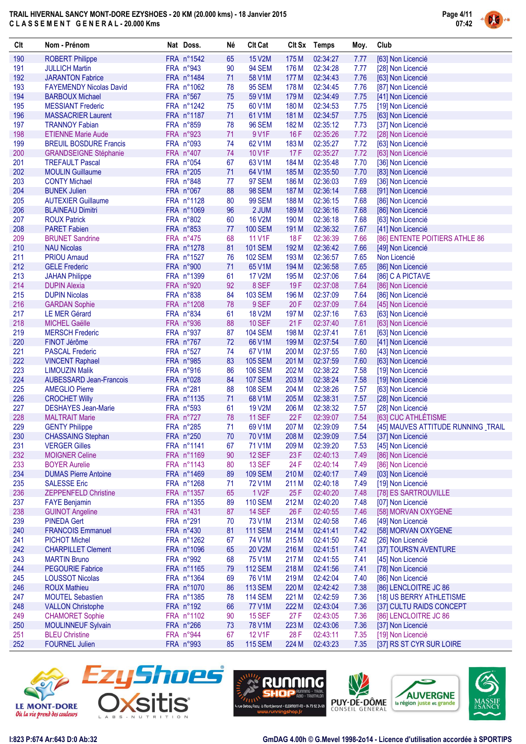# TRAIL HIVERNAL SANCY MONT-DORE EZYSHOES - 20 KM (20.000 kms) - 18 Janvier 2015

## CLASSEMENT GENERAL - 20.000 Kms

| Clt | Nom - Prénom | Nat | Doss. | Né | Clt Cat | Clt Sx | Temps | Moy. | Club |
|---|---|---|---|---|---|---|---|---|---|
| 190 | ROBERT Philippe | FRA | n°1542 | 65 | 15 V2M | 175 M | 02:34:27 | 7.77 | [63] Non Licencié |
| 191 | JULLICH Martin | FRA | n°943 | 90 | 94 SEM | 176 M | 02:34:28 | 7.77 | [28] Non Licencié |
| 192 | JARANTON Fabrice | FRA | n°1484 | 71 | 58 V1M | 177 M | 02:34:43 | 7.76 | [63] Non Licencié |
| 193 | FAYEMENDY Nicolas David | FRA | n°1062 | 78 | 95 SEM | 178 M | 02:34:45 | 7.76 | [87] Non Licencié |
| 194 | BARBOUX Michael | FRA | n°567 | 75 | 59 V1M | 179 M | 02:34:49 | 7.75 | [41] Non Licencié |
| 195 | MESSIANT Frederic | FRA | n°1242 | 75 | 60 V1M | 180 M | 02:34:53 | 7.75 | [19] Non Licencié |
| 196 | MASSACRIER Laurent | FRA | n°1187 | 71 | 61 V1M | 181 M | 02:34:57 | 7.75 | [63] Non Licencié |
| 197 | TRANNOY Fabian | FRA | n°859 | 78 | 96 SEM | 182 M | 02:35:12 | 7.73 | [37] Non Licencié |
| 198 | ETIENNE Marie Aude | FRA | n°923 | 71 | 9 V1F | 16 F | 02:35:26 | 7.72 | [28] Non Licencié |
| 199 | BREUIL BOSDURE Francis | FRA | n°093 | 74 | 62 V1M | 183 M | 02:35:27 | 7.72 | [63] Non Licencié |
| 200 | GRANDSEIGNE Stéphanie | FRA | n°407 | 74 | 10 V1F | 17 F | 02:35:27 | 7.72 | [63] Non Licencié |
| 201 | TREFAULT Pascal | FRA | n°054 | 67 | 63 V1M | 184 M | 02:35:48 | 7.70 | [36] Non Licencié |
| 202 | MOULIN Guillaume | FRA | n°205 | 71 | 64 V1M | 185 M | 02:35:50 | 7.70 | [83] Non Licencié |
| 203 | CONTY Michael | FRA | n°848 | 77 | 97 SEM | 186 M | 02:36:03 | 7.69 | [36] Non Licencié |
| 204 | BUNEK Julien | FRA | n°067 | 88 | 98 SEM | 187 M | 02:36:14 | 7.68 | [91] Non Licencié |
| 205 | AUTEXIER Guillaume | FRA | n°1128 | 80 | 99 SEM | 188 M | 02:36:15 | 7.68 | [86] Non Licencié |
| 206 | BLAINEAU Dimitri | FRA | n°1069 | 96 | 2 JUM | 189 M | 02:36:16 | 7.68 | [86] Non Licencié |
| 207 | ROUX Patrick | FRA | n°802 | 60 | 16 V2M | 190 M | 02:36:18 | 7.68 | [63] Non Licencié |
| 208 | PARET Fabien | FRA | n°853 | 77 | 100 SEM | 191 M | 02:36:32 | 7.67 | [41] Non Licencié |
| 209 | BRUNET Sandrine | FRA | n°475 | 68 | 11 V1F | 18 F | 02:36:39 | 7.66 | [86] ENTENTE POITIERS ATHLE 86 |
| 210 | NAU Nicolas | FRA | n°1278 | 81 | 101 SEM | 192 M | 02:36:42 | 7.66 | [49] Non Licencié |
| 211 | PRIOU Arnaud | FRA | n°1527 | 76 | 102 SEM | 193 M | 02:36:57 | 7.65 | Non Licencié |
| 212 | GELE Frederic | FRA | n°900 | 71 | 65 V1M | 194 M | 02:36:58 | 7.65 | [86] Non Licencié |
| 213 | JAHAN Philippe | FRA | n°1399 | 61 | 17 V2M | 195 M | 02:37:06 | 7.64 | [86] C A PICTAVE |
| 214 | DUPIN Alexia | FRA | n°920 | 92 | 8 SEF | 19 F | 02:37:08 | 7.64 | [86] Non Licencié |
| 215 | DUPIN Nicolas | FRA | n°838 | 84 | 103 SEM | 196 M | 02:37:09 | 7.64 | [86] Non Licencié |
| 216 | GARDAN Sophie | FRA | n°1208 | 78 | 9 SEF | 20 F | 02:37:09 | 7.64 | [45] Non Licencié |
| 217 | LE MER Gérard | FRA | n°834 | 61 | 18 V2M | 197 M | 02:37:16 | 7.63 | [63] Non Licencié |
| 218 | MICHEL Gaëlle | FRA | n°936 | 88 | 10 SEF | 21 F | 02:37:40 | 7.61 | [63] Non Licencié |
| 219 | MERSCH Frederic | FRA | n°937 | 87 | 104 SEM | 198 M | 02:37:41 | 7.61 | [63] Non Licencié |
| 220 | FINOT Jérôme | FRA | n°767 | 72 | 66 V1M | 199 M | 02:37:54 | 7.60 | [41] Non Licencié |
| 221 | PASCAL Frederic | FRA | n°527 | 74 | 67 V1M | 200 M | 02:37:55 | 7.60 | [43] Non Licencié |
| 222 | VINCENT Raphael | FRA | n°985 | 83 | 105 SEM | 201 M | 02:37:59 | 7.60 | [63] Non Licencié |
| 223 | LIMOUZIN Malik | FRA | n°916 | 86 | 106 SEM | 202 M | 02:38:22 | 7.58 | [19] Non Licencié |
| 224 | AUBESSARD Jean-Francois | FRA | n°028 | 84 | 107 SEM | 203 M | 02:38:24 | 7.58 | [19] Non Licencié |
| 225 | AMEGLIO Pierre | FRA | n°281 | 88 | 108 SEM | 204 M | 02:38:26 | 7.57 | [63] Non Licencié |
| 226 | CROCHET Willy | FRA | n°1135 | 71 | 68 V1M | 205 M | 02:38:31 | 7.57 | [28] Non Licencié |
| 227 | DESHAYES Jean-Marie | FRA | n°593 | 61 | 19 V2M | 206 M | 02:38:32 | 7.57 | [28] Non Licencié |
| 228 | MALTRAIT Marie | FRA | n°727 | 78 | 11 SEF | 22 F | 02:39:07 | 7.54 | [63] CUC ATHLÉTISME |
| 229 | GENTY Philippe | FRA | n°285 | 71 | 69 V1M | 207 M | 02:39:09 | 7.54 | [45] MAUVES ATTITUDE RUNNING_TRAIL |
| 230 | CHASSAING Stephan | FRA | n°250 | 70 | 70 V1M | 208 M | 02:39:09 | 7.54 | [37] Non Licencié |
| 231 | VERGER Gilles | FRA | n°1141 | 67 | 71 V1M | 209 M | 02:39:20 | 7.53 | [45] Non Licencié |
| 232 | MOIGNER Celine | FRA | n°1169 | 90 | 12 SEF | 23 F | 02:40:13 | 7.49 | [86] Non Licencié |
| 233 | BOYER Aurelie | FRA | n°1143 | 80 | 13 SEF | 24 F | 02:40:14 | 7.49 | [86] Non Licencié |
| 234 | DUMAS Pierre Antoine | FRA | n°1469 | 89 | 109 SEM | 210 M | 02:40:17 | 7.49 | [03] Non Licencié |
| 235 | SALESSE Eric | FRA | n°1268 | 71 | 72 V1M | 211 M | 02:40:18 | 7.49 | [19] Non Licencié |
| 236 | ZEPPENFELD Christine | FRA | n°1357 | 65 | 1 V2F | 25 F | 02:40:20 | 7.48 | [78] ES SARTROUVILLE |
| 237 | FAYE Benjamin | FRA | n°1355 | 89 | 110 SEM | 212 M | 02:40:20 | 7.48 | [07] Non Licencié |
| 238 | GUINOT Angeline | FRA | n°431 | 87 | 14 SEF | 26 F | 02:40:55 | 7.46 | [58] MORVAN OXYGENE |
| 239 | PINEDA Gert | FRA | n°291 | 70 | 73 V1M | 213 M | 02:40:58 | 7.46 | [49] Non Licencié |
| 240 | FRANCOIS Emmanuel | FRA | n°430 | 81 | 111 SEM | 214 M | 02:41:41 | 7.42 | [58] MORVAN OXYGENE |
| 241 | PICHOT Michel | FRA | n°1262 | 67 | 74 V1M | 215 M | 02:41:50 | 7.42 | [26] Non Licencié |
| 242 | CHARPILLET Clement | FRA | n°1096 | 65 | 20 V2M | 216 M | 02:41:51 | 7.41 | [37] TOURS'N AVENTURE |
| 243 | MARTIN Bruno | FRA | n°992 | 68 | 75 V1M | 217 M | 02:41:55 | 7.41 | [45] Non Licencié |
| 244 | PEGOURIE Fabrice | FRA | n°1165 | 79 | 112 SEM | 218 M | 02:41:56 | 7.41 | [78] Non Licencié |
| 245 | LOUSSOT Nicolas | FRA | n°1364 | 69 | 76 V1M | 219 M | 02:42:04 | 7.40 | [86] Non Licencié |
| 246 | ROUX Mathieu | FRA | n°1070 | 86 | 113 SEM | 220 M | 02:42:42 | 7.38 | [86] LENCLOITRE JC 86 |
| 247 | MOUTEL Sebastien | FRA | n°1385 | 78 | 114 SEM | 221 M | 02:42:59 | 7.36 | [18] US BERRY ATHLETISME |
| 248 | VALLON Christophe | FRA | n°192 | 66 | 77 V1M | 222 M | 02:43:04 | 7.36 | [37] CULTU RAIDS CONCEPT |
| 249 | CHAMORET Sophie | FRA | n°1102 | 90 | 15 SEF | 27 F | 02:43:05 | 7.36 | [86] LENCLOITRE JC 86 |
| 250 | MOULINNEUF Sylvain | FRA | n°266 | 73 | 78 V1M | 223 M | 02:43:06 | 7.36 | [37] Non Licencié |
| 251 | BLEU Christine | FRA | n°944 | 67 | 12 V1F | 28 F | 02:43:11 | 7.35 | [19] Non Licencié |
| 252 | FOURNEL Julien | FRA | n°993 | 85 | 115 SEM | 224 M | 02:43:23 | 7.35 | [37] RS ST CYR SUR LOIRE |

I:823 P:674 Ar:643 D:0 Ab:32

GmDAG 4.00h © G.Mevel 1998-2014 - Licence d'utilisation accordée à SPORTIPS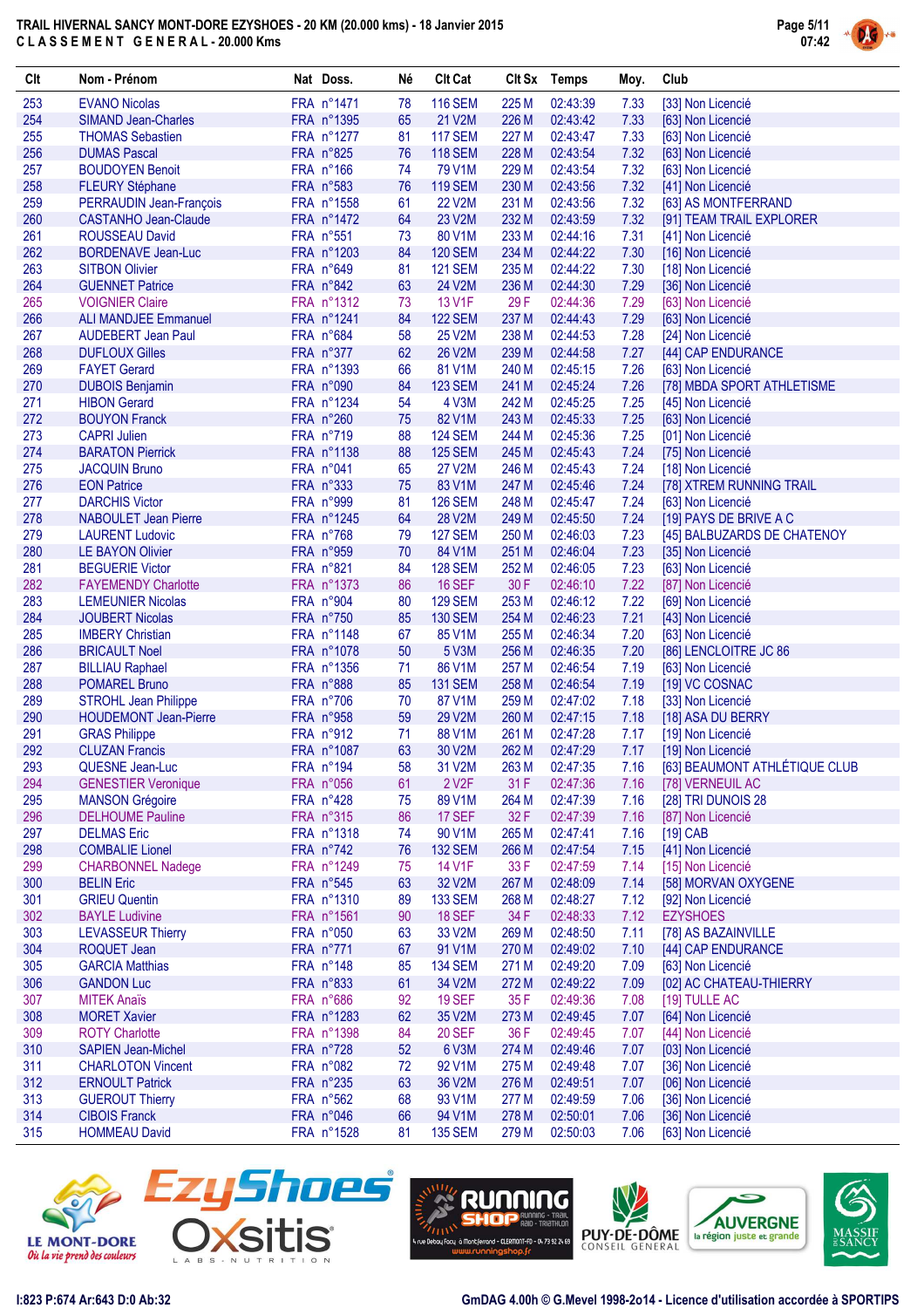**TRAIL HIVERNAL SANCY MONT-DORE EZYSHOES - 20 KM (20.000 kms) - 18 Janvier 2015**
**CLASSEMENT GENERAL - 20.000 Kms**

| Clt | Nom - Prénom | Nat | Doss. | Né | Clt Cat | Clt Sx | Temps | Moy. | Club |
|---|---|---|---|---|---|---|---|---|---|
| 253 | EVANO Nicolas | FRA | n°1471 | 78 | 116 SEM | 225 M | 02:43:39 | 7.33 | [33] Non Licencié |
| 254 | SIMAND Jean-Charles | FRA | n°1395 | 65 | 21 V2M | 226 M | 02:43:42 | 7.33 | [63] Non Licencié |
| 255 | THOMAS Sebastien | FRA | n°1277 | 81 | 117 SEM | 227 M | 02:43:47 | 7.33 | [63] Non Licencié |
| 256 | DUMAS Pascal | FRA | n°825 | 76 | 118 SEM | 228 M | 02:43:54 | 7.32 | [63] Non Licencié |
| 257 | BOUDOYEN Benoit | FRA | n°166 | 74 | 79 V1M | 229 M | 02:43:54 | 7.32 | [63] Non Licencié |
| 258 | FLEURY Stéphane | FRA | n°583 | 76 | 119 SEM | 230 M | 02:43:56 | 7.32 | [41] Non Licencié |
| 259 | PERRAUDIN Jean-François | FRA | n°1558 | 61 | 22 V2M | 231 M | 02:43:56 | 7.32 | [63] AS MONTFERRAND |
| 260 | CASTANHO Jean-Claude | FRA | n°1472 | 64 | 23 V2M | 232 M | 02:43:59 | 7.32 | [91] TEAM TRAIL EXPLORER |
| 261 | ROUSSEAU David | FRA | n°551 | 73 | 80 V1M | 233 M | 02:44:16 | 7.31 | [41] Non Licencié |
| 262 | BORDENAVE Jean-Luc | FRA | n°1203 | 84 | 120 SEM | 234 M | 02:44:22 | 7.30 | [16] Non Licencié |
| 263 | SITBON Olivier | FRA | n°649 | 81 | 121 SEM | 235 M | 02:44:22 | 7.30 | [18] Non Licencié |
| 264 | GUENNET Patrice | FRA | n°842 | 63 | 24 V2M | 236 M | 02:44:30 | 7.29 | [36] Non Licencié |
| 265 | VOIGNIER Claire | FRA | n°1312 | 73 | 13 V1F | 29 F | 02:44:36 | 7.29 | [63] Non Licencié |
| 266 | ALI MANDJEE Emmanuel | FRA | n°1241 | 84 | 122 SEM | 237 M | 02:44:43 | 7.29 | [63] Non Licencié |
| 267 | AUDEBERT Jean Paul | FRA | n°684 | 58 | 25 V2M | 238 M | 02:44:53 | 7.28 | [24] Non Licencié |
| 268 | DUFLOUX Gilles | FRA | n°377 | 62 | 26 V2M | 239 M | 02:44:58 | 7.27 | [44] CAP ENDURANCE |
| 269 | FAYET Gerard | FRA | n°1393 | 66 | 81 V1M | 240 M | 02:45:15 | 7.26 | [63] Non Licencié |
| 270 | DUBOIS Benjamin | FRA | n°090 | 84 | 123 SEM | 241 M | 02:45:24 | 7.26 | [78] MBDA SPORT ATHLETISME |
| 271 | HIBON Gerard | FRA | n°1234 | 54 | 4 V3M | 242 M | 02:45:25 | 7.25 | [45] Non Licencié |
| 272 | BOUYON Franck | FRA | n°260 | 75 | 82 V1M | 243 M | 02:45:33 | 7.25 | [63] Non Licencié |
| 273 | CAPRI Julien | FRA | n°719 | 88 | 124 SEM | 244 M | 02:45:36 | 7.25 | [01] Non Licencié |
| 274 | BARATON Pierrick | FRA | n°1138 | 88 | 125 SEM | 245 M | 02:45:43 | 7.24 | [75] Non Licencié |
| 275 | JACQUIN Bruno | FRA | n°041 | 65 | 27 V2M | 246 M | 02:45:43 | 7.24 | [18] Non Licencié |
| 276 | EON Patrice | FRA | n°333 | 75 | 83 V1M | 247 M | 02:45:46 | 7.24 | [78] XTREM RUNNING TRAIL |
| 277 | DARCHIS Victor | FRA | n°999 | 81 | 126 SEM | 248 M | 02:45:47 | 7.24 | [63] Non Licencié |
| 278 | NABOULET Jean Pierre | FRA | n°1245 | 64 | 28 V2M | 249 M | 02:45:50 | 7.24 | [19] PAYS DE BRIVE A C |
| 279 | LAURENT Ludovic | FRA | n°768 | 79 | 127 SEM | 250 M | 02:46:03 | 7.23 | [45] BALBUZARDS DE CHATENOY |
| 280 | LE BAYON Olivier | FRA | n°959 | 70 | 84 V1M | 251 M | 02:46:04 | 7.23 | [35] Non Licencié |
| 281 | BEGUERIE Victor | FRA | n°821 | 84 | 128 SEM | 252 M | 02:46:05 | 7.23 | [63] Non Licencié |
| 282 | FAYEMENDY Charlotte | FRA | n°1373 | 86 | 16 SEF | 30 F | 02:46:10 | 7.22 | [87] Non Licencié |
| 283 | LEMEUNIER Nicolas | FRA | n°904 | 80 | 129 SEM | 253 M | 02:46:12 | 7.22 | [69] Non Licencié |
| 284 | JOUBERT Nicolas | FRA | n°750 | 85 | 130 SEM | 254 M | 02:46:23 | 7.21 | [43] Non Licencié |
| 285 | IMBERY Christian | FRA | n°1148 | 67 | 85 V1M | 255 M | 02:46:34 | 7.20 | [63] Non Licencié |
| 286 | BRICAULT Noel | FRA | n°1078 | 50 | 5 V3M | 256 M | 02:46:35 | 7.20 | [86] LENCLOITRE JC 86 |
| 287 | BILLIAU Raphael | FRA | n°1356 | 71 | 86 V1M | 257 M | 02:46:54 | 7.19 | [63] Non Licencié |
| 288 | POMAREL Bruno | FRA | n°888 | 85 | 131 SEM | 258 M | 02:46:54 | 7.19 | [19] VC COSNAC |
| 289 | STROHL Jean Philippe | FRA | n°706 | 70 | 87 V1M | 259 M | 02:47:02 | 7.18 | [33] Non Licencié |
| 290 | HOUDEMONT Jean-Pierre | FRA | n°958 | 59 | 29 V2M | 260 M | 02:47:15 | 7.18 | [18] ASA DU BERRY |
| 291 | GRAS Philippe | FRA | n°912 | 71 | 88 V1M | 261 M | 02:47:28 | 7.17 | [19] Non Licencié |
| 292 | CLUZAN Francis | FRA | n°1087 | 63 | 30 V2M | 262 M | 02:47:29 | 7.17 | [19] Non Licencié |
| 293 | QUESNE Jean-Luc | FRA | n°194 | 58 | 31 V2M | 263 M | 02:47:35 | 7.16 | [63] BEAUMONT ATHLÉTIQUE CLUB |
| 294 | GENESTIER Veronique | FRA | n°056 | 61 | 2 V2F | 31 F | 02:47:36 | 7.16 | [78] VERNEUIL AC |
| 295 | MANSON Grégoire | FRA | n°428 | 75 | 89 V1M | 264 M | 02:47:39 | 7.16 | [28] TRI DUNOIS 28 |
| 296 | DELHOUME Pauline | FRA | n°315 | 86 | 17 SEF | 32 F | 02:47:39 | 7.16 | [87] Non Licencié |
| 297 | DELMAS Eric | FRA | n°1318 | 74 | 90 V1M | 265 M | 02:47:41 | 7.16 | [19] CAB |
| 298 | COMBALIE Lionel | FRA | n°742 | 76 | 132 SEM | 266 M | 02:47:54 | 7.15 | [41] Non Licencié |
| 299 | CHARBONNEL Nadege | FRA | n°1249 | 75 | 14 V1F | 33 F | 02:47:59 | 7.14 | [15] Non Licencié |
| 300 | BELIN Eric | FRA | n°545 | 63 | 32 V2M | 267 M | 02:48:09 | 7.14 | [58] MORVAN OXYGENE |
| 301 | GRIEU Quentin | FRA | n°1310 | 89 | 133 SEM | 268 M | 02:48:27 | 7.12 | [92] Non Licencié |
| 302 | BAYLE Ludivine | FRA | n°1561 | 90 | 18 SEF | 34 F | 02:48:33 | 7.12 | EZYSHOES |
| 303 | LEVASSEUR Thierry | FRA | n°050 | 63 | 33 V2M | 269 M | 02:48:50 | 7.11 | [78] AS BAZAINVILLE |
| 304 | ROQUET Jean | FRA | n°771 | 67 | 91 V1M | 270 M | 02:49:02 | 7.10 | [44] CAP ENDURANCE |
| 305 | GARCIA Matthias | FRA | n°148 | 85 | 134 SEM | 271 M | 02:49:20 | 7.09 | [63] Non Licencié |
| 306 | GANDON Luc | FRA | n°833 | 61 | 34 V2M | 272 M | 02:49:22 | 7.09 | [02] AC CHATEAU-THIERRY |
| 307 | MITEK Anaïs | FRA | n°686 | 92 | 19 SEF | 35 F | 02:49:36 | 7.08 | [19] TULLE AC |
| 308 | MORET Xavier | FRA | n°1283 | 62 | 35 V2M | 273 M | 02:49:45 | 7.07 | [64] Non Licencié |
| 309 | ROTY Charlotte | FRA | n°1398 | 84 | 20 SEF | 36 F | 02:49:45 | 7.07 | [44] Non Licencié |
| 310 | SAPIEN Jean-Michel | FRA | n°728 | 52 | 6 V3M | 274 M | 02:49:46 | 7.07 | [03] Non Licencié |
| 311 | CHARLOTON Vincent | FRA | n°082 | 72 | 92 V1M | 275 M | 02:49:48 | 7.07 | [36] Non Licencié |
| 312 | ERNOULT Patrick | FRA | n°235 | 63 | 36 V2M | 276 M | 02:49:51 | 7.07 | [06] Non Licencié |
| 313 | GUEROUT Thierry | FRA | n°562 | 68 | 93 V1M | 277 M | 02:49:59 | 7.06 | [36] Non Licencié |
| 314 | CIBOIS Franck | FRA | n°046 | 66 | 94 V1M | 278 M | 02:50:01 | 7.06 | [36] Non Licencié |
| 315 | HOMMEAU David | FRA | n°1528 | 81 | 135 SEM | 279 M | 02:50:03 | 7.06 | [63] Non Licencié |

I:823 P:674 Ar:643 D:0 Ab:32

GmDAG 4.00h © G.Mevel 1998-2o14 - Licence d'utilisation accordée à SPORTIPS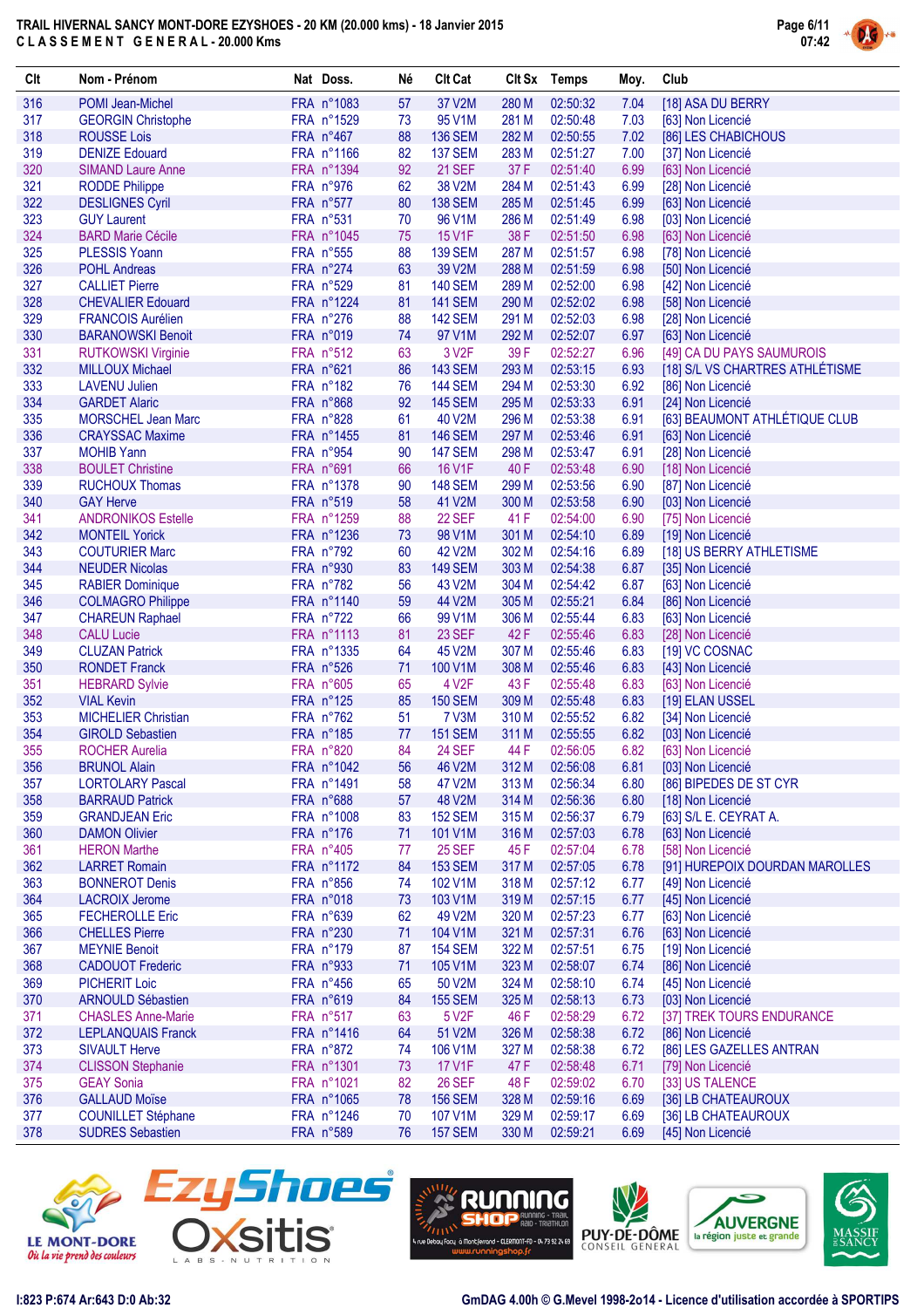# TRAIL HIVERNAL SANCY MONT-DORE EZYSHOES - 20 KM (20.000 kms) - 18 Janvier 2015

## CLASSEMENT GENERAL - 20.000 Kms

| Clt | Nom - Prénom | Nat | Doss. | Né | Clt Cat | Clt Sx | Temps | Moy. | Club |
|---|---|---|---|---|---|---|---|---|---|
| 316 | POMI Jean-Michel | FRA | n°1083 | 57 | 37 V2M | 280 M | 02:50:32 | 7.04 | [18] ASA DU BERRY |
| 317 | GEORGIN Christophe | FRA | n°1529 | 73 | 95 V1M | 281 M | 02:50:48 | 7.03 | [63] Non Licencié |
| 318 | ROUSSE Lois | FRA | n°467 | 88 | 136 SEM | 282 M | 02:50:55 | 7.02 | [86] LES CHABICHOUS |
| 319 | DENIZE Edouard | FRA | n°1166 | 82 | 137 SEM | 283 M | 02:51:27 | 7.00 | [37] Non Licencié |
| 320 | SIMAND Laure Anne | FRA | n°1394 | 92 | 21 SEF | 37 F | 02:51:40 | 6.99 | [63] Non Licencié |
| 321 | RODDE Philippe | FRA | n°976 | 62 | 38 V2M | 284 M | 02:51:43 | 6.99 | [28] Non Licencié |
| 322 | DESLIGNES Cyril | FRA | n°577 | 80 | 138 SEM | 285 M | 02:51:45 | 6.99 | [63] Non Licencié |
| 323 | GUY Laurent | FRA | n°531 | 70 | 96 V1M | 286 M | 02:51:49 | 6.98 | [03] Non Licencié |
| 324 | BARD Marie Cécile | FRA | n°1045 | 75 | 15 V1F | 38 F | 02:51:50 | 6.98 | [63] Non Licencié |
| 325 | PLESSIS Yoann | FRA | n°555 | 88 | 139 SEM | 287 M | 02:51:57 | 6.98 | [78] Non Licencié |
| 326 | POHL Andreas | FRA | n°274 | 63 | 39 V2M | 288 M | 02:51:59 | 6.98 | [50] Non Licencié |
| 327 | CALLIET Pierre | FRA | n°529 | 81 | 140 SEM | 289 M | 02:52:00 | 6.98 | [42] Non Licencié |
| 328 | CHEVALIER Edouard | FRA | n°1224 | 81 | 141 SEM | 290 M | 02:52:02 | 6.98 | [58] Non Licencié |
| 329 | FRANCOIS Aurélien | FRA | n°276 | 88 | 142 SEM | 291 M | 02:52:03 | 6.98 | [28] Non Licencié |
| 330 | BARANOWSKI Benoit | FRA | n°019 | 74 | 97 V1M | 292 M | 02:52:07 | 6.97 | [63] Non Licencié |
| 331 | RUTKOWSKI Virginie | FRA | n°512 | 63 | 3 V2F | 39 F | 02:52:27 | 6.96 | [49] CA DU PAYS SAUMUROIS |
| 332 | MILLOUX Michael | FRA | n°621 | 86 | 143 SEM | 293 M | 02:53:15 | 6.93 | [18] S/L VS CHARTRES ATHLÉTISME |
| 333 | LAVENU Julien | FRA | n°182 | 76 | 144 SEM | 294 M | 02:53:30 | 6.92 | [86] Non Licencié |
| 334 | GARDET Alaric | FRA | n°868 | 92 | 145 SEM | 295 M | 02:53:33 | 6.91 | [24] Non Licencié |
| 335 | MORSCHEL Jean Marc | FRA | n°828 | 61 | 40 V2M | 296 M | 02:53:38 | 6.91 | [63] BEAUMONT ATHLÉTIQUE CLUB |
| 336 | CRAYSSAC Maxime | FRA | n°1455 | 81 | 146 SEM | 297 M | 02:53:46 | 6.91 | [63] Non Licencié |
| 337 | MOHIB Yann | FRA | n°954 | 90 | 147 SEM | 298 M | 02:53:47 | 6.91 | [28] Non Licencié |
| 338 | BOULET Christine | FRA | n°691 | 66 | 16 V1F | 40 F | 02:53:48 | 6.90 | [18] Non Licencié |
| 339 | RUCHOUX Thomas | FRA | n°1378 | 90 | 148 SEM | 299 M | 02:53:56 | 6.90 | [87] Non Licencié |
| 340 | GAY Herve | FRA | n°519 | 58 | 41 V2M | 300 M | 02:53:58 | 6.90 | [03] Non Licencié |
| 341 | ANDRONIKOS Estelle | FRA | n°1259 | 88 | 22 SEF | 41 F | 02:54:00 | 6.90 | [75] Non Licencié |
| 342 | MONTEIL Yorick | FRA | n°1236 | 73 | 98 V1M | 301 M | 02:54:10 | 6.89 | [19] Non Licencié |
| 343 | COUTURIER Marc | FRA | n°792 | 60 | 42 V2M | 302 M | 02:54:16 | 6.89 | [18] US BERRY ATHLETISME |
| 344 | NEUDER Nicolas | FRA | n°930 | 83 | 149 SEM | 303 M | 02:54:38 | 6.87 | [35] Non Licencié |
| 345 | RABIER Dominique | FRA | n°782 | 56 | 43 V2M | 304 M | 02:54:42 | 6.87 | [63] Non Licencié |
| 346 | COLMAGRO Philippe | FRA | n°1140 | 59 | 44 V2M | 305 M | 02:55:21 | 6.84 | [86] Non Licencié |
| 347 | CHAREUN Raphael | FRA | n°722 | 66 | 99 V1M | 306 M | 02:55:44 | 6.83 | [63] Non Licencié |
| 348 | CALU Lucie | FRA | n°1113 | 81 | 23 SEF | 42 F | 02:55:46 | 6.83 | [28] Non Licencié |
| 349 | CLUZAN Patrick | FRA | n°1335 | 64 | 45 V2M | 307 M | 02:55:46 | 6.83 | [19] VC COSNAC |
| 350 | RONDET Franck | FRA | n°526 | 71 | 100 V1M | 308 M | 02:55:46 | 6.83 | [43] Non Licencié |
| 351 | HEBRARD Sylvie | FRA | n°605 | 65 | 4 V2F | 43 F | 02:55:48 | 6.83 | [63] Non Licencié |
| 352 | VIAL Kevin | FRA | n°125 | 85 | 150 SEM | 309 M | 02:55:48 | 6.83 | [19] ELAN USSEL |
| 353 | MICHELIER Christian | FRA | n°762 | 51 | 7 V3M | 310 M | 02:55:52 | 6.82 | [34] Non Licencié |
| 354 | GIROLD Sebastien | FRA | n°185 | 77 | 151 SEM | 311 M | 02:55:55 | 6.82 | [03] Non Licencié |
| 355 | ROCHER Aurelia | FRA | n°820 | 84 | 24 SEF | 44 F | 02:56:05 | 6.82 | [63] Non Licencié |
| 356 | BRUNOL Alain | FRA | n°1042 | 56 | 46 V2M | 312 M | 02:56:08 | 6.81 | [03] Non Licencié |
| 357 | LORTOLARY Pascal | FRA | n°1491 | 58 | 47 V2M | 313 M | 02:56:34 | 6.80 | [86] BIPEDES DE ST CYR |
| 358 | BARRAUD Patrick | FRA | n°688 | 57 | 48 V2M | 314 M | 02:56:36 | 6.80 | [18] Non Licencié |
| 359 | GRANDJEAN Eric | FRA | n°1008 | 83 | 152 SEM | 315 M | 02:56:37 | 6.79 | [63] S/L E. CEYRAT A. |
| 360 | DAMON Olivier | FRA | n°176 | 71 | 101 V1M | 316 M | 02:57:03 | 6.78 | [63] Non Licencié |
| 361 | HERON Marthe | FRA | n°405 | 77 | 25 SEF | 45 F | 02:57:04 | 6.78 | [58] Non Licencié |
| 362 | LARRET Romain | FRA | n°1172 | 84 | 153 SEM | 317 M | 02:57:05 | 6.78 | [91] HUREPOIX DOURDAN MAROLLES |
| 363 | BONNEROT Denis | FRA | n°856 | 74 | 102 V1M | 318 M | 02:57:12 | 6.77 | [49] Non Licencié |
| 364 | LACROIX Jerome | FRA | n°018 | 73 | 103 V1M | 319 M | 02:57:15 | 6.77 | [45] Non Licencié |
| 365 | FECHEROLLE Eric | FRA | n°639 | 62 | 49 V2M | 320 M | 02:57:23 | 6.77 | [63] Non Licencié |
| 366 | CHELLES Pierre | FRA | n°230 | 71 | 104 V1M | 321 M | 02:57:31 | 6.76 | [63] Non Licencié |
| 367 | MEYNIE Benoit | FRA | n°179 | 87 | 154 SEM | 322 M | 02:57:51 | 6.75 | [19] Non Licencié |
| 368 | CADOUOT Frederic | FRA | n°933 | 71 | 105 V1M | 323 M | 02:58:07 | 6.74 | [86] Non Licencié |
| 369 | PICHERIT Loic | FRA | n°456 | 65 | 50 V2M | 324 M | 02:58:10 | 6.74 | [45] Non Licencié |
| 370 | ARNOULD Sébastien | FRA | n°619 | 84 | 155 SEM | 325 M | 02:58:13 | 6.73 | [03] Non Licencié |
| 371 | CHASLES Anne-Marie | FRA | n°517 | 63 | 5 V2F | 46 F | 02:58:29 | 6.72 | [37] TREK TOURS ENDURANCE |
| 372 | LEPLANQUAIS Franck | FRA | n°1416 | 64 | 51 V2M | 326 M | 02:58:38 | 6.72 | [86] Non Licencié |
| 373 | SIVAULT Herve | FRA | n°872 | 74 | 106 V1M | 327 M | 02:58:38 | 6.72 | [86] LES GAZELLES ANTRAN |
| 374 | CLISSON Stephanie | FRA | n°1301 | 73 | 17 V1F | 47 F | 02:58:48 | 6.71 | [79] Non Licencié |
| 375 | GEAY Sonia | FRA | n°1021 | 82 | 26 SEF | 48 F | 02:59:02 | 6.70 | [33] US TALENCE |
| 376 | GALLAUD Moïse | FRA | n°1065 | 78 | 156 SEM | 328 M | 02:59:16 | 6.69 | [36] LB CHATEAUROUX |
| 377 | COUNILLET Stéphane | FRA | n°1246 | 70 | 107 V1M | 329 M | 02:59:17 | 6.69 | [36] LB CHATEAUROUX |
| 378 | SUDRES Sebastien | FRA | n°589 | 76 | 157 SEM | 330 M | 02:59:21 | 6.69 | [45] Non Licencié |

I:823 P:674 Ar:643 D:0 Ab:32

GmDAG 4.00h © G.Mevel 1998-2014 - Licence d'utilisation accordée à SPORTIPS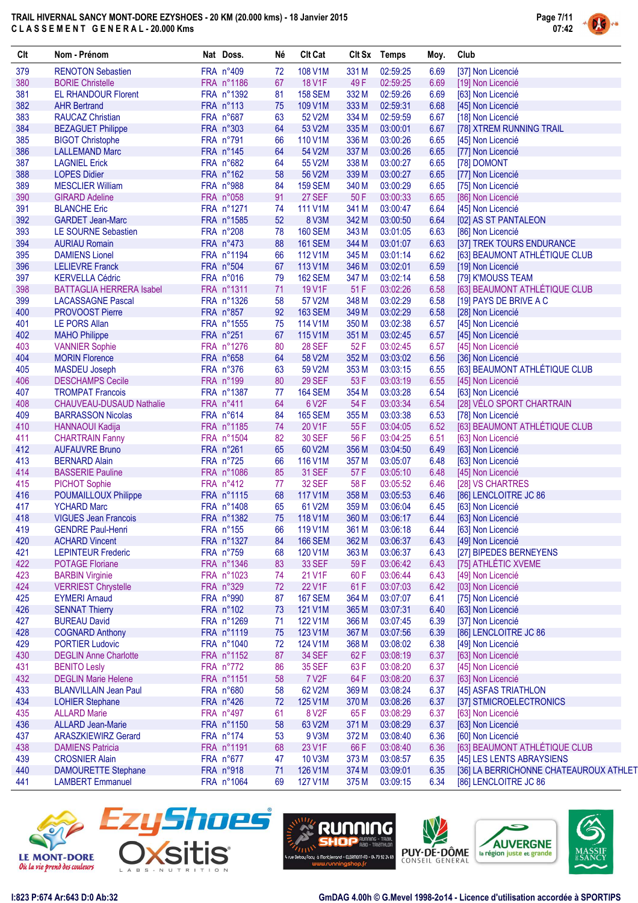# TRAIL HIVERNAL SANCY MONT-DORE EZYSHOES - 20 KM (20.000 kms) - 18 Janvier 2015

## C L A S S E M E N T  G E N E R A L - 20.000 Kms

| Clt | Nom - Prénom | Nat | Doss. | Né | Clt Cat | Clt Sx | Temps | Moy. | Club |
|---|---|---|---|---|---|---|---|---|---|
| 379 | RENOTON Sebastien | FRA | n°409 | 72 | 108 V1M | 331 M | 02:59:25 | 6.69 | [37] Non Licencié |
| 380 | BORIE Christelle | FRA | n°1186 | 67 | 18 V1F | 49 F | 02:59:25 | 6.69 | [19] Non Licencié |
| 381 | EL RHANDOUR Florent | FRA | n°1392 | 81 | 158 SEM | 332 M | 02:59:26 | 6.69 | [63] Non Licencié |
| 382 | AHR Bertrand | FRA | n°113 | 75 | 109 V1M | 333 M | 02:59:31 | 6.68 | [45] Non Licencié |
| 383 | RAUCAZ Christian | FRA | n°687 | 63 | 52 V2M | 334 M | 02:59:59 | 6.67 | [18] Non Licencié |
| 384 | BEZAGUET Philippe | FRA | n°303 | 64 | 53 V2M | 335 M | 03:00:01 | 6.67 | [78] XTREM RUNNING TRAIL |
| 385 | BIGOT Christophe | FRA | n°791 | 66 | 110 V1M | 336 M | 03:00:26 | 6.65 | [45] Non Licencié |
| 386 | LALLEMAND Marc | FRA | n°145 | 64 | 54 V2M | 337 M | 03:00:26 | 6.65 | [77] Non Licencié |
| 387 | LAGNIEL Erick | FRA | n°682 | 64 | 55 V2M | 338 M | 03:00:27 | 6.65 | [78] DOMONT |
| 388 | LOPES Didier | FRA | n°162 | 58 | 56 V2M | 339 M | 03:00:27 | 6.65 | [77] Non Licencié |
| 389 | MESCLIER William | FRA | n°988 | 84 | 159 SEM | 340 M | 03:00:29 | 6.65 | [75] Non Licencié |
| 390 | GIRARD Adeline | FRA | n°058 | 91 | 27 SEF | 50 F | 03:00:33 | 6.65 | [86] Non Licencié |
| 391 | BLANCHE Eric | FRA | n°1271 | 74 | 111 V1M | 341 M | 03:00:47 | 6.64 | [45] Non Licencié |
| 392 | GARDET Jean-Marc | FRA | n°1585 | 52 | 8 V3M | 342 M | 03:00:50 | 6.64 | [02] AS ST PANTALEON |
| 393 | LE SOURNE Sebastien | FRA | n°208 | 78 | 160 SEM | 343 M | 03:01:05 | 6.63 | [86] Non Licencié |
| 394 | AURIAU Romain | FRA | n°473 | 88 | 161 SEM | 344 M | 03:01:07 | 6.63 | [37] TREK TOURS ENDURANCE |
| 395 | DAMIENS Lionel | FRA | n°1194 | 66 | 112 V1M | 345 M | 03:01:14 | 6.62 | [63] BEAUMONT ATHLÉTIQUE CLUB |
| 396 | LELIEVRE Franck | FRA | n°504 | 67 | 113 V1M | 346 M | 03:02:01 | 6.59 | [19] Non Licencié |
| 397 | KERVELLA Cédric | FRA | n°016 | 79 | 162 SEM | 347 M | 03:02:14 | 6.58 | [79] K'MOUSS TEAM |
| 398 | BATTAGLIA HERRERA Isabel | FRA | n°1311 | 71 | 19 V1F | 51 F | 03:02:26 | 6.58 | [63] BEAUMONT ATHLÉTIQUE CLUB |
| 399 | LACASSAGNE Pascal | FRA | n°1326 | 58 | 57 V2M | 348 M | 03:02:29 | 6.58 | [19] PAYS DE BRIVE A C |
| 400 | PROVOOST Pierre | FRA | n°857 | 92 | 163 SEM | 349 M | 03:02:29 | 6.58 | [28] Non Licencié |
| 401 | LE PORS Allan | FRA | n°1555 | 75 | 114 V1M | 350 M | 03:02:38 | 6.57 | [45] Non Licencié |
| 402 | MAHO Philippe | FRA | n°251 | 67 | 115 V1M | 351 M | 03:02:45 | 6.57 | [45] Non Licencié |
| 403 | VANNIER Sophie | FRA | n°1276 | 80 | 28 SEF | 52 F | 03:02:45 | 6.57 | [45] Non Licencié |
| 404 | MORIN Florence | FRA | n°658 | 64 | 58 V2M | 352 M | 03:03:02 | 6.56 | [36] Non Licencié |
| 405 | MASDEU Joseph | FRA | n°376 | 63 | 59 V2M | 353 M | 03:03:15 | 6.55 | [63] BEAUMONT ATHLÉTIQUE CLUB |
| 406 | DESCHAMPS Cecile | FRA | n°199 | 80 | 29 SEF | 53 F | 03:03:19 | 6.55 | [45] Non Licencié |
| 407 | TROMPAT Francois | FRA | n°1387 | 77 | 164 SEM | 354 M | 03:03:28 | 6.54 | [63] Non Licencié |
| 408 | CHAUVEAU-DUSAUD Nathalie | FRA | n°411 | 64 | 6 V2F | 54 F | 03:03:34 | 6.54 | [28] VÉLO SPORT CHARTRAIN |
| 409 | BARRASSON Nicolas | FRA | n°614 | 84 | 165 SEM | 355 M | 03:03:38 | 6.53 | [78] Non Licencié |
| 410 | HANNAOUI Kadija | FRA | n°1185 | 74 | 20 V1F | 55 F | 03:04:05 | 6.52 | [63] BEAUMONT ATHLÉTIQUE CLUB |
| 411 | CHARTRAIN Fanny | FRA | n°1504 | 82 | 30 SEF | 56 F | 03:04:25 | 6.51 | [63] Non Licencié |
| 412 | AUFAUVRE Bruno | FRA | n°261 | 65 | 60 V2M | 356 M | 03:04:50 | 6.49 | [63] Non Licencié |
| 413 | BERNARD Alain | FRA | n°725 | 66 | 116 V1M | 357 M | 03:05:07 | 6.48 | [63] Non Licencié |
| 414 | BASSERIE Pauline | FRA | n°1086 | 85 | 31 SEF | 57 F | 03:05:10 | 6.48 | [45] Non Licencié |
| 415 | PICHOT Sophie | FRA | n°412 | 77 | 32 SEF | 58 F | 03:05:52 | 6.46 | [28] VS CHARTRES |
| 416 | POUMAILLOUX Philippe | FRA | n°1115 | 68 | 117 V1M | 358 M | 03:05:53 | 6.46 | [86] LENCLOITRE JC 86 |
| 417 | YCHARD Marc | FRA | n°1408 | 65 | 61 V2M | 359 M | 03:06:04 | 6.45 | [63] Non Licencié |
| 418 | VIGUES Jean Francois | FRA | n°1382 | 75 | 118 V1M | 360 M | 03:06:17 | 6.44 | [63] Non Licencié |
| 419 | GENDRE Paul-Henri | FRA | n°155 | 66 | 119 V1M | 361 M | 03:06:18 | 6.44 | [63] Non Licencié |
| 420 | ACHARD Vincent | FRA | n°1327 | 84 | 166 SEM | 362 M | 03:06:37 | 6.43 | [49] Non Licencié |
| 421 | LEPINTEUR Frederic | FRA | n°759 | 68 | 120 V1M | 363 M | 03:06:37 | 6.43 | [27] BIPEDES BERNEYENS |
| 422 | POTAGE Floriane | FRA | n°1346 | 83 | 33 SEF | 59 F | 03:06:42 | 6.43 | [75] ATHLÉTIC XVEME |
| 423 | BARBIN Virginie | FRA | n°1023 | 74 | 21 V1F | 60 F | 03:06:44 | 6.43 | [49] Non Licencié |
| 424 | VERRIEST Chrystelle | FRA | n°329 | 72 | 22 V1F | 61 F | 03:07:03 | 6.42 | [03] Non Licencié |
| 425 | EYMERI Arnaud | FRA | n°990 | 87 | 167 SEM | 364 M | 03:07:07 | 6.41 | [75] Non Licencié |
| 426 | SENNAT Thierry | FRA | n°102 | 73 | 121 V1M | 365 M | 03:07:31 | 6.40 | [63] Non Licencié |
| 427 | BUREAU David | FRA | n°1269 | 71 | 122 V1M | 366 M | 03:07:45 | 6.39 | [37] Non Licencié |
| 428 | COGNARD Anthony | FRA | n°1119 | 75 | 123 V1M | 367 M | 03:07:56 | 6.39 | [86] LENCLOITRE JC 86 |
| 429 | PORTIER Ludovic | FRA | n°1040 | 72 | 124 V1M | 368 M | 03:08:02 | 6.38 | [49] Non Licencié |
| 430 | DEGLIN Anne Charlotte | FRA | n°1152 | 87 | 34 SEF | 62 F | 03:08:19 | 6.37 | [63] Non Licencié |
| 431 | BENITO Lesly | FRA | n°772 | 86 | 35 SEF | 63 F | 03:08:20 | 6.37 | [45] Non Licencié |
| 432 | DEGLIN Marie Helene | FRA | n°1151 | 58 | 7 V2F | 64 F | 03:08:20 | 6.37 | [63] Non Licencié |
| 433 | BLANVILLAIN Jean Paul | FRA | n°680 | 58 | 62 V2M | 369 M | 03:08:24 | 6.37 | [45] ASFAS TRIATHLON |
| 434 | LOHIER Stephane | FRA | n°426 | 72 | 125 V1M | 370 M | 03:08:26 | 6.37 | [37] STMICROELECTRONICS |
| 435 | ALLARD Marie | FRA | n°497 | 61 | 8 V2F | 65 F | 03:08:29 | 6.37 | [63] Non Licencié |
| 436 | ALLARD Jean-Marie | FRA | n°1150 | 58 | 63 V2M | 371 M | 03:08:29 | 6.37 | [63] Non Licencié |
| 437 | ARASZKIEWIRZ Gerard | FRA | n°174 | 53 | 9 V3M | 372 M | 03:08:40 | 6.36 | [60] Non Licencié |
| 438 | DAMIENS Patricia | FRA | n°1191 | 68 | 23 V1F | 66 F | 03:08:40 | 6.36 | [63] BEAUMONT ATHLÉTIQUE CLUB |
| 439 | CROSNIER Alain | FRA | n°677 | 47 | 10 V3M | 373 M | 03:08:57 | 6.35 | [45] LES LENTS ABRAYSIENS |
| 440 | DAMOURETTE Stephane | FRA | n°918 | 71 | 126 V1M | 374 M | 03:09:01 | 6.35 | [36] LA BERRICHONNE CHATEAUROUX ATHLET |
| 441 | LAMBERT Emmanuel | FRA | n°1064 | 69 | 127 V1M | 375 M | 03:09:15 | 6.34 | [86] LENCLOITRE JC 86 |

I:823 P:674 Ar:643 D:0 Ab:32

GmDAG 4.00h © G.Mevel 1998-2014 - Licence d'utilisation accordée à SPORTIPS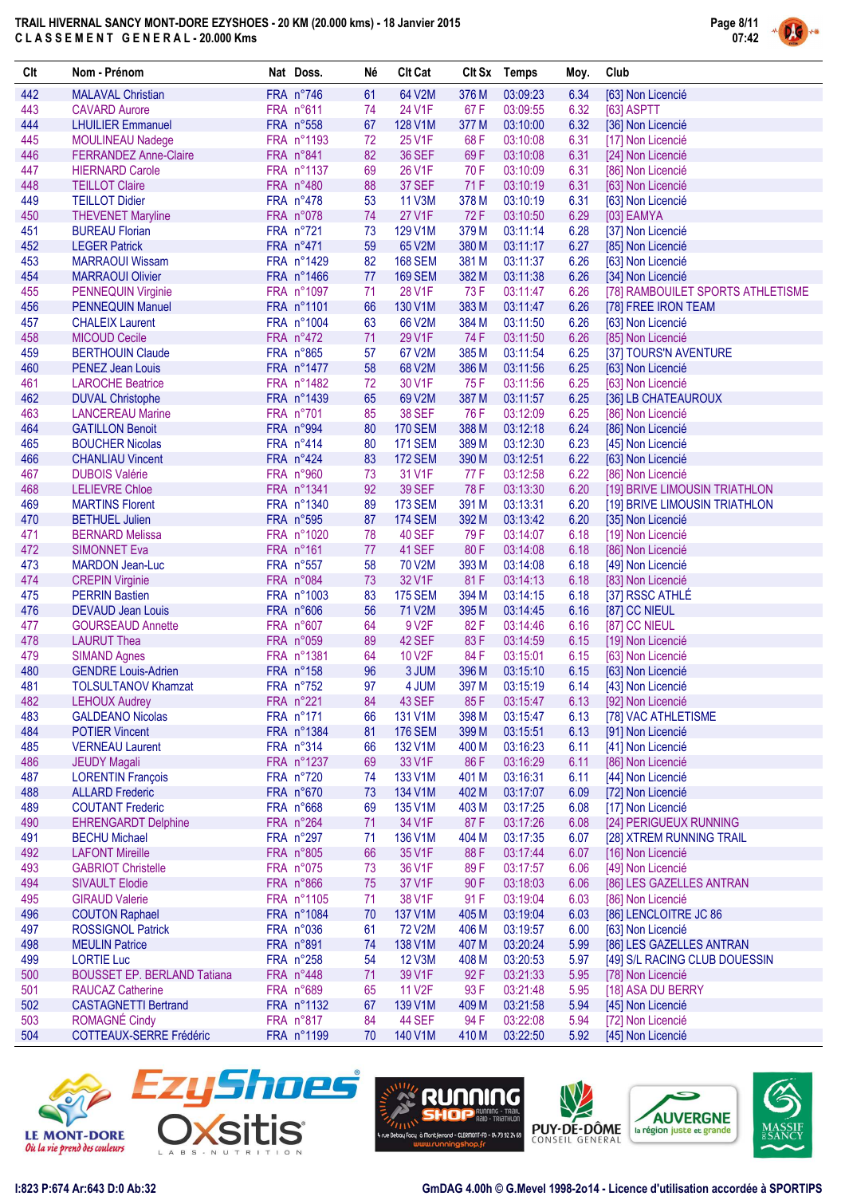# TRAIL HIVERNAL SANCY MONT-DORE EZYSHOES - 20 KM (20.000 kms) - 18 Janvier 2015

## CLASSEMENT GENERAL - 20.000 Kms

| Clt | Nom - Prénom | Nat | Doss. | Né | Clt Cat | Clt Sx | Temps | Moy. | Club |
|---|---|---|---|---|---|---|---|---|---|
| 442 | MALAVAL Christian | FRA | n°746 | 61 | 64 V2M | 376 M | 03:09:23 | 6.34 | [63] Non Licencié |
| 443 | CAVARD Aurore | FRA | n°611 | 74 | 24 V1F | 67 F | 03:09:55 | 6.32 | [63] ASPTT |
| 444 | LHUILIER Emmanuel | FRA | n°558 | 67 | 128 V1M | 377 M | 03:10:00 | 6.32 | [36] Non Licencié |
| 445 | MOULINEAU Nadege | FRA | n°1193 | 72 | 25 V1F | 68 F | 03:10:08 | 6.31 | [17] Non Licencié |
| 446 | FERRANDEZ Anne-Claire | FRA | n°841 | 82 | 36 SEF | 69 F | 03:10:08 | 6.31 | [24] Non Licencié |
| 447 | HIERNARD Carole | FRA | n°1137 | 69 | 26 V1F | 70 F | 03:10:09 | 6.31 | [86] Non Licencié |
| 448 | TEILLOT Claire | FRA | n°480 | 88 | 37 SEF | 71 F | 03:10:19 | 6.31 | [63] Non Licencié |
| 449 | TEILLOT Didier | FRA | n°478 | 53 | 11 V3M | 378 M | 03:10:19 | 6.31 | [63] Non Licencié |
| 450 | THEVENET Maryline | FRA | n°078 | 74 | 27 V1F | 72 F | 03:10:50 | 6.29 | [03] EAMYA |
| 451 | BUREAU Florian | FRA | n°721 | 73 | 129 V1M | 379 M | 03:11:14 | 6.28 | [37] Non Licencié |
| 452 | LEGER Patrick | FRA | n°471 | 59 | 65 V2M | 380 M | 03:11:17 | 6.27 | [85] Non Licencié |
| 453 | MARRAOUI Wissam | FRA | n°1429 | 82 | 168 SEM | 381 M | 03:11:37 | 6.26 | [63] Non Licencié |
| 454 | MARRAOUI Olivier | FRA | n°1466 | 77 | 169 SEM | 382 M | 03:11:38 | 6.26 | [34] Non Licencié |
| 455 | PENNEQUIN Virginie | FRA | n°1097 | 71 | 28 V1F | 73 F | 03:11:47 | 6.26 | [78] RAMBOUILET SPORTS ATHLETISME |
| 456 | PENNEQUIN Manuel | FRA | n°1101 | 66 | 130 V1M | 383 M | 03:11:47 | 6.26 | [78] FREE IRON TEAM |
| 457 | CHALEIX Laurent | FRA | n°1004 | 63 | 66 V2M | 384 M | 03:11:50 | 6.26 | [63] Non Licencié |
| 458 | MICOUD Cecile | FRA | n°472 | 71 | 29 V1F | 74 F | 03:11:50 | 6.26 | [85] Non Licencié |
| 459 | BERTHOUIN Claude | FRA | n°865 | 57 | 67 V2M | 385 M | 03:11:54 | 6.25 | [37] TOURS'N AVENTURE |
| 460 | PENEZ Jean Louis | FRA | n°1477 | 58 | 68 V2M | 386 M | 03:11:56 | 6.25 | [63] Non Licencié |
| 461 | LAROCHE Beatrice | FRA | n°1482 | 72 | 30 V1F | 75 F | 03:11:56 | 6.25 | [63] Non Licencié |
| 462 | DUVAL Christophe | FRA | n°1439 | 65 | 69 V2M | 387 M | 03:11:57 | 6.25 | [36] LB CHATEAUROUX |
| 463 | LANCEREAU Marine | FRA | n°701 | 85 | 38 SEF | 76 F | 03:12:09 | 6.25 | [86] Non Licencié |
| 464 | GATILLON Benoit | FRA | n°994 | 80 | 170 SEM | 388 M | 03:12:18 | 6.24 | [86] Non Licencié |
| 465 | BOUCHER Nicolas | FRA | n°414 | 80 | 171 SEM | 389 M | 03:12:30 | 6.23 | [45] Non Licencié |
| 466 | CHANLIAU Vincent | FRA | n°424 | 83 | 172 SEM | 390 M | 03:12:51 | 6.22 | [63] Non Licencié |
| 467 | DUBOIS Valérie | FRA | n°960 | 73 | 31 V1F | 77 F | 03:12:58 | 6.22 | [86] Non Licencié |
| 468 | LELIEVRE Chloe | FRA | n°1341 | 92 | 39 SEF | 78 F | 03:13:30 | 6.20 | [19] BRIVE LIMOUSIN TRIATHLON |
| 469 | MARTINS Florent | FRA | n°1340 | 89 | 173 SEM | 391 M | 03:13:31 | 6.20 | [19] BRIVE LIMOUSIN TRIATHLON |
| 470 | BETHUEL Julien | FRA | n°595 | 87 | 174 SEM | 392 M | 03:13:42 | 6.20 | [35] Non Licencié |
| 471 | BERNARD Melissa | FRA | n°1020 | 78 | 40 SEF | 79 F | 03:14:07 | 6.18 | [19] Non Licencié |
| 472 | SIMONNET Eva | FRA | n°161 | 77 | 41 SEF | 80 F | 03:14:08 | 6.18 | [86] Non Licencié |
| 473 | MARDON Jean-Luc | FRA | n°557 | 58 | 70 V2M | 393 M | 03:14:08 | 6.18 | [49] Non Licencié |
| 474 | CREPIN Virginie | FRA | n°084 | 73 | 32 V1F | 81 F | 03:14:13 | 6.18 | [83] Non Licencié |
| 475 | PERRIN Bastien | FRA | n°1003 | 83 | 175 SEM | 394 M | 03:14:15 | 6.18 | [37] RSSC ATHLÉ |
| 476 | DEVAUD Jean Louis | FRA | n°606 | 56 | 71 V2M | 395 M | 03:14:45 | 6.16 | [87] CC NIEUL |
| 477 | GOURSEAUD Annette | FRA | n°607 | 64 | 9 V2F | 82 F | 03:14:46 | 6.16 | [87] CC NIEUL |
| 478 | LAURUT Thea | FRA | n°059 | 89 | 42 SEF | 83 F | 03:14:59 | 6.15 | [19] Non Licencié |
| 479 | SIMAND Agnes | FRA | n°1381 | 64 | 10 V2F | 84 F | 03:15:01 | 6.15 | [63] Non Licencié |
| 480 | GENDRE Louis-Adrien | FRA | n°158 | 96 | 3 JUM | 396 M | 03:15:10 | 6.15 | [63] Non Licencié |
| 481 | TOLSULTANOV Khamzat | FRA | n°752 | 97 | 4 JUM | 397 M | 03:15:19 | 6.14 | [43] Non Licencié |
| 482 | LEHOUX Audrey | FRA | n°221 | 84 | 43 SEF | 85 F | 03:15:47 | 6.13 | [92] Non Licencié |
| 483 | GALDEANO Nicolas | FRA | n°171 | 66 | 131 V1M | 398 M | 03:15:47 | 6.13 | [78] VAC ATHLETISME |
| 484 | POTIER Vincent | FRA | n°1384 | 81 | 176 SEM | 399 M | 03:15:51 | 6.13 | [91] Non Licencié |
| 485 | VERNEAU Laurent | FRA | n°314 | 66 | 132 V1M | 400 M | 03:16:23 | 6.11 | [41] Non Licencié |
| 486 | JEUDY Magali | FRA | n°1237 | 69 | 33 V1F | 86 F | 03:16:29 | 6.11 | [86] Non Licencié |
| 487 | LORENTIN François | FRA | n°720 | 74 | 133 V1M | 401 M | 03:16:31 | 6.11 | [44] Non Licencié |
| 488 | ALLARD Frederic | FRA | n°670 | 73 | 134 V1M | 402 M | 03:17:07 | 6.09 | [72] Non Licencié |
| 489 | COUTANT Frederic | FRA | n°668 | 69 | 135 V1M | 403 M | 03:17:25 | 6.08 | [17] Non Licencié |
| 490 | EHRENGARDT Delphine | FRA | n°264 | 71 | 34 V1F | 87 F | 03:17:26 | 6.08 | [24] PERIGUEUX RUNNING |
| 491 | BECHU Michael | FRA | n°297 | 71 | 136 V1M | 404 M | 03:17:35 | 6.07 | [28] XTREM RUNNING TRAIL |
| 492 | LAFONT Mireille | FRA | n°805 | 66 | 35 V1F | 88 F | 03:17:44 | 6.07 | [16] Non Licencié |
| 493 | GABRIOT Christelle | FRA | n°075 | 73 | 36 V1F | 89 F | 03:17:57 | 6.06 | [49] Non Licencié |
| 494 | SIVAULT Elodie | FRA | n°866 | 75 | 37 V1F | 90 F | 03:18:03 | 6.06 | [86] LES GAZELLES ANTRAN |
| 495 | GIRAUD Valerie | FRA | n°1105 | 71 | 38 V1F | 91 F | 03:19:04 | 6.03 | [86] Non Licencié |
| 496 | COUTON Raphael | FRA | n°1084 | 70 | 137 V1M | 405 M | 03:19:04 | 6.03 | [86] LENCLOITRE JC 86 |
| 497 | ROSSIGNOL Patrick | FRA | n°036 | 61 | 72 V2M | 406 M | 03:19:57 | 6.00 | [63] Non Licencié |
| 498 | MEULIN Patrice | FRA | n°891 | 74 | 138 V1M | 407 M | 03:20:24 | 5.99 | [86] LES GAZELLES ANTRAN |
| 499 | LORTIE Luc | FRA | n°258 | 54 | 12 V3M | 408 M | 03:20:53 | 5.97 | [49] S/L RACING CLUB DOUESSIN |
| 500 | BOUSSET EP. BERLAND Tatiana | FRA | n°448 | 71 | 39 V1F | 92 F | 03:21:33 | 5.95 | [78] Non Licencié |
| 501 | RAUCAZ Catherine | FRA | n°689 | 65 | 11 V2F | 93 F | 03:21:48 | 5.95 | [18] ASA DU BERRY |
| 502 | CASTAGNETTI Bertrand | FRA | n°1132 | 67 | 139 V1M | 409 M | 03:21:58 | 5.94 | [45] Non Licencié |
| 503 | ROMAGNÉ Cindy | FRA | n°817 | 84 | 44 SEF | 94 F | 03:22:08 | 5.94 | [72] Non Licencié |
| 504 | COTTEAUX-SERRE Frédéric | FRA | n°1199 | 70 | 140 V1M | 410 M | 03:22:50 | 5.92 | [45] Non Licencié |

I:823 P:674 Ar:643 D:0 Ab:32

GmDAG 4.00h © G.Mevel 1998-2014 - Licence d'utilisation accordée à SPORTIPS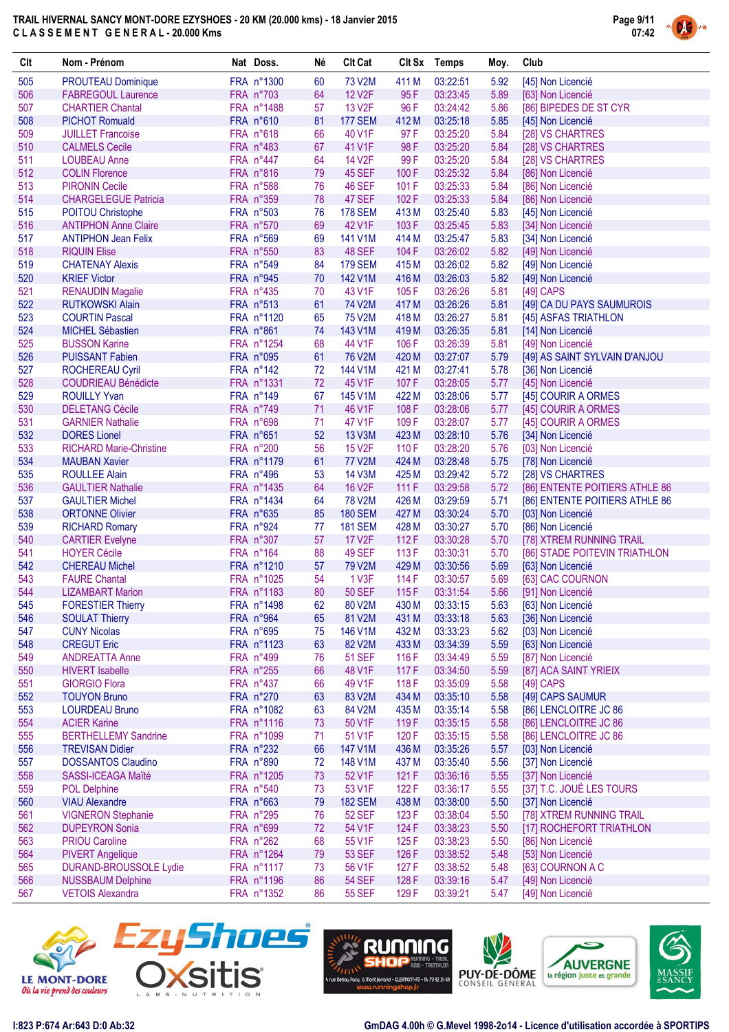# TRAIL HIVERNAL SANCY MONT-DORE EZYSHOES - 20 KM (20.000 kms) - 18 Janvier 2015

CLASSEMENT GENERAL - 20.000 Kms

| Clt | Nom - Prénom | Nat | Doss. | Né | Clt Cat | Clt Sx | Temps | Moy. | Club |
|---|---|---|---|---|---|---|---|---|---|
| 505 | PROUTEAU Dominique | FRA | n°1300 | 60 | 73 V2M | 411 M | 03:22:51 | 5.92 | [45] Non Licencié |
| 506 | FABREGOUL Laurence | FRA | n°703 | 64 | 12 V2F | 95 F | 03:23:45 | 5.89 | [63] Non Licencié |
| 507 | CHARTIER Chantal | FRA | n°1488 | 57 | 13 V2F | 96 F | 03:24:42 | 5.86 | [86] BIPEDES DE ST CYR |
| 508 | PICHOT Romuald | FRA | n°610 | 81 | 177 SEM | 412 M | 03:25:18 | 5.85 | [45] Non Licencié |
| 509 | JUILLET Francoise | FRA | n°618 | 66 | 40 V1F | 97 F | 03:25:20 | 5.84 | [28] VS CHARTRES |
| 510 | CALMELS Cecile | FRA | n°483 | 67 | 41 V1F | 98 F | 03:25:20 | 5.84 | [28] VS CHARTRES |
| 511 | LOUBEAU Anne | FRA | n°447 | 64 | 14 V2F | 99 F | 03:25:20 | 5.84 | [28] VS CHARTRES |
| 512 | COLIN Florence | FRA | n°816 | 79 | 45 SEF | 100 F | 03:25:32 | 5.84 | [86] Non Licencié |
| 513 | PIRONIN Cecile | FRA | n°588 | 76 | 46 SEF | 101 F | 03:25:33 | 5.84 | [86] Non Licencié |
| 514 | CHARGELEGUE Patricia | FRA | n°359 | 78 | 47 SEF | 102 F | 03:25:33 | 5.84 | [86] Non Licencié |
| 515 | POITOU Christophe | FRA | n°503 | 76 | 178 SEM | 413 M | 03:25:40 | 5.83 | [45] Non Licencié |
| 516 | ANTIPHON Anne Claire | FRA | n°570 | 69 | 42 V1F | 103 F | 03:25:45 | 5.83 | [34] Non Licencié |
| 517 | ANTIPHON Jean Felix | FRA | n°569 | 69 | 141 V1M | 414 M | 03:25:47 | 5.83 | [34] Non Licencié |
| 518 | RIQUIN Elise | FRA | n°550 | 83 | 48 SEF | 104 F | 03:26:02 | 5.82 | [49] Non Licencié |
| 519 | CHATENAY Alexis | FRA | n°549 | 84 | 179 SEM | 415 M | 03:26:02 | 5.82 | [49] Non Licencié |
| 520 | KRIEF Victor | FRA | n°945 | 70 | 142 V1M | 416 M | 03:26:03 | 5.82 | [49] Non Licencié |
| 521 | RENAUDIN Magalie | FRA | n°435 | 70 | 43 V1F | 105 F | 03:26:26 | 5.81 | [49] CAPS |
| 522 | RUTKOWSKI Alain | FRA | n°513 | 61 | 74 V2M | 417 M | 03:26:26 | 5.81 | [49] CA DU PAYS SAUMUROIS |
| 523 | COURTIN Pascal | FRA | n°1120 | 65 | 75 V2M | 418 M | 03:26:27 | 5.81 | [45] ASFAS TRIATHLON |
| 524 | MICHEL Sébastien | FRA | n°861 | 74 | 143 V1M | 419 M | 03:26:35 | 5.81 | [14] Non Licencié |
| 525 | BUSSON Karine | FRA | n°1254 | 68 | 44 V1F | 106 F | 03:26:39 | 5.81 | [49] Non Licencié |
| 526 | PUISSANT Fabien | FRA | n°095 | 61 | 76 V2M | 420 M | 03:27:07 | 5.79 | [49] AS SAINT SYLVAIN D'ANJOU |
| 527 | ROCHEREAU Cyril | FRA | n°142 | 72 | 144 V1M | 421 M | 03:27:41 | 5.78 | [36] Non Licencié |
| 528 | COUDRIEAU Bénédicte | FRA | n°1331 | 72 | 45 V1F | 107 F | 03:28:05 | 5.77 | [45] Non Licencié |
| 529 | ROUILLY Yvan | FRA | n°149 | 67 | 145 V1M | 422 M | 03:28:06 | 5.77 | [45] COURIR A ORMES |
| 530 | DELETANG Cécile | FRA | n°749 | 71 | 46 V1F | 108 F | 03:28:06 | 5.77 | [45] COURIR A ORMES |
| 531 | GARNIER Nathalie | FRA | n°698 | 71 | 47 V1F | 109 F | 03:28:07 | 5.77 | [45] COURIR A ORMES |
| 532 | DORES Lionel | FRA | n°651 | 52 | 13 V3M | 423 M | 03:28:10 | 5.76 | [34] Non Licencié |
| 533 | RICHARD Marie-Christine | FRA | n°200 | 56 | 15 V2F | 110 F | 03:28:20 | 5.76 | [03] Non Licencié |
| 534 | MAUBAN Xavier | FRA | n°1179 | 61 | 77 V2M | 424 M | 03:28:48 | 5.75 | [78] Non Licencié |
| 535 | ROULLEE Alain | FRA | n°496 | 53 | 14 V3M | 425 M | 03:29:42 | 5.72 | [28] VS CHARTRES |
| 536 | GAULTIER Nathalie | FRA | n°1435 | 64 | 16 V2F | 111 F | 03:29:58 | 5.72 | [86] ENTENTE POITIERS ATHLE 86 |
| 537 | GAULTIER Michel | FRA | n°1434 | 64 | 78 V2M | 426 M | 03:29:59 | 5.71 | [86] ENTENTE POITIERS ATHLE 86 |
| 538 | ORTONNE Olivier | FRA | n°635 | 85 | 180 SEM | 427 M | 03:30:24 | 5.70 | [03] Non Licencié |
| 539 | RICHARD Romary | FRA | n°924 | 77 | 181 SEM | 428 M | 03:30:27 | 5.70 | [86] Non Licencié |
| 540 | CARTIER Evelyne | FRA | n°307 | 57 | 17 V2F | 112 F | 03:30:28 | 5.70 | [78] XTREM RUNNING TRAIL |
| 541 | HOYER Cécile | FRA | n°164 | 88 | 49 SEF | 113 F | 03:30:31 | 5.70 | [86] STADE POITEVIN TRIATHLON |
| 542 | CHEREAU Michel | FRA | n°1210 | 57 | 79 V2M | 429 M | 03:30:56 | 5.69 | [63] Non Licencié |
| 543 | FAURE Chantal | FRA | n°1025 | 54 | 1 V3F | 114 F | 03:30:57 | 5.69 | [63] CAC COURNON |
| 544 | LIZAMBART Marion | FRA | n°1183 | 80 | 50 SEF | 115 F | 03:31:54 | 5.66 | [91] Non Licencié |
| 545 | FORESTIER Thierry | FRA | n°1498 | 62 | 80 V2M | 430 M | 03:33:15 | 5.63 | [63] Non Licencié |
| 546 | SOULAT Thierry | FRA | n°964 | 65 | 81 V2M | 431 M | 03:33:18 | 5.63 | [36] Non Licencié |
| 547 | CUNY Nicolas | FRA | n°695 | 75 | 146 V1M | 432 M | 03:33:23 | 5.62 | [03] Non Licencié |
| 548 | CREGUT Eric | FRA | n°1123 | 63 | 82 V2M | 433 M | 03:34:39 | 5.59 | [63] Non Licencié |
| 549 | ANDREATTA Anne | FRA | n°499 | 76 | 51 SEF | 116 F | 03:34:49 | 5.59 | [87] Non Licencié |
| 550 | HIVERT Isabelle | FRA | n°255 | 66 | 48 V1F | 117 F | 03:34:50 | 5.59 | [87] ACA SAINT YRIEIX |
| 551 | GIORGIO Flora | FRA | n°437 | 66 | 49 V1F | 118 F | 03:35:09 | 5.58 | [49] CAPS |
| 552 | TOUYON Bruno | FRA | n°270 | 63 | 83 V2M | 434 M | 03:35:10 | 5.58 | [49] CAPS SAUMUR |
| 553 | LOURDEAU Bruno | FRA | n°1082 | 63 | 84 V2M | 435 M | 03:35:14 | 5.58 | [86] LENCLOITRE JC 86 |
| 554 | ACIER Karine | FRA | n°1116 | 73 | 50 V1F | 119 F | 03:35:15 | 5.58 | [86] LENCLOITRE JC 86 |
| 555 | BERTHELLEMY Sandrine | FRA | n°1099 | 71 | 51 V1F | 120 F | 03:35:15 | 5.58 | [86] LENCLOITRE JC 86 |
| 556 | TREVISAN Didier | FRA | n°232 | 66 | 147 V1M | 436 M | 03:35:26 | 5.57 | [03] Non Licencié |
| 557 | DOSSANTOS Claudino | FRA | n°890 | 72 | 148 V1M | 437 M | 03:35:40 | 5.56 | [37] Non Licencié |
| 558 | SASSI-ICEAGA Maïté | FRA | n°1205 | 73 | 52 V1F | 121 F | 03:36:16 | 5.55 | [37] Non Licencié |
| 559 | POL Delphine | FRA | n°540 | 73 | 53 V1F | 122 F | 03:36:17 | 5.55 | [37] T.C. JOUÉ LES TOURS |
| 560 | VIAU Alexandre | FRA | n°663 | 79 | 182 SEM | 438 M | 03:38:00 | 5.50 | [37] Non Licencié |
| 561 | VIGNERON Stephanie | FRA | n°295 | 76 | 52 SEF | 123 F | 03:38:04 | 5.50 | [78] XTREM RUNNING TRAIL |
| 562 | DUPEYRON Sonia | FRA | n°699 | 72 | 54 V1F | 124 F | 03:38:23 | 5.50 | [17] ROCHEFORT TRIATHLON |
| 563 | PRIOU Caroline | FRA | n°262 | 68 | 55 V1F | 125 F | 03:38:23 | 5.50 | [86] Non Licencié |
| 564 | PIVERT Angelique | FRA | n°1264 | 79 | 53 SEF | 126 F | 03:38:52 | 5.48 | [53] Non Licencié |
| 565 | DURAND-BROUSSOLE Lydie | FRA | n°1117 | 73 | 56 V1F | 127 F | 03:38:52 | 5.48 | [63] COURNON A C |
| 566 | NUSSBAUM Delphine | FRA | n°1196 | 86 | 54 SEF | 128 F | 03:39:16 | 5.47 | [49] Non Licencié |
| 567 | VETOIS Alexandra | FRA | n°1352 | 86 | 55 SEF | 129 F | 03:39:21 | 5.47 | [49] Non Licencié |

I:823 P:674 Ar:643 D:0 Ab:32

GmDAG 4.00h © G.Mevel 1998-2o14 - Licence d'utilisation accordée à SPORTIPS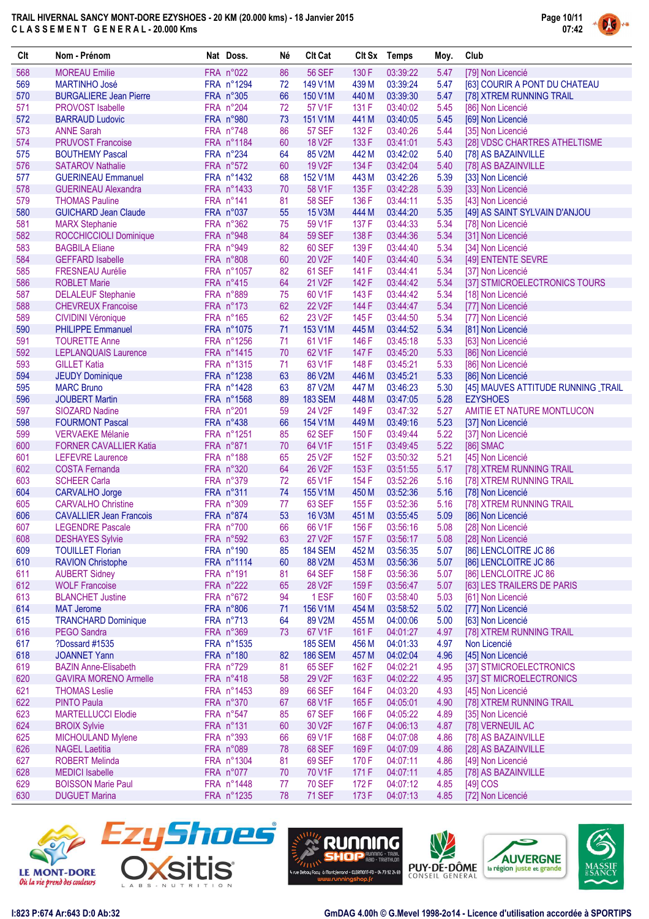**TRAIL HIVERNAL SANCY MONT-DORE EZYSHOES - 20 KM (20.000 kms) - 18 Janvier 2015**
**C L A S S E M E N T  G E N E R A L - 20.000 Kms**

| Clt | Nom - Prénom | Nat | Doss. | Né | Clt Cat | Clt Sx | Temps | Moy. | Club |
|---|---|---|---|---|---|---|---|---|---|
| 568 | MOREAU Emilie | FRA | n°022 | 86 | 56 SEF | 130 F | 03:39:22 | 5.47 | [79] Non Licencié |
| 569 | MARTINHO José | FRA | n°1294 | 72 | 149 V1M | 439 M | 03:39:24 | 5.47 | [63] COURIR A PONT DU CHATEAU |
| 570 | BURGALIERE Jean Pierre | FRA | n°305 | 66 | 150 V1M | 440 M | 03:39:30 | 5.47 | [78] XTREM RUNNING TRAIL |
| 571 | PROVOST Isabelle | FRA | n°204 | 72 | 57 V1F | 131 F | 03:40:02 | 5.45 | [86] Non Licencié |
| 572 | BARRAUD Ludovic | FRA | n°980 | 73 | 151 V1M | 441 M | 03:40:05 | 5.45 | [69] Non Licencié |
| 573 | ANNE Sarah | FRA | n°748 | 86 | 57 SEF | 132 F | 03:40:26 | 5.44 | [35] Non Licencié |
| 574 | PRUVOST Francoise | FRA | n°1184 | 60 | 18 V2F | 133 F | 03:41:01 | 5.43 | [28] VDSC CHARTRES ATHELTISME |
| 575 | BOUTHEMY Pascal | FRA | n°234 | 64 | 85 V2M | 442 M | 03:42:02 | 5.40 | [78] AS BAZAINVILLE |
| 576 | SATAROV Nathalie | FRA | n°572 | 60 | 19 V2F | 134 F | 03:42:04 | 5.40 | [78] AS BAZAINVILLE |
| 577 | GUERINEAU Emmanuel | FRA | n°1432 | 68 | 152 V1M | 443 M | 03:42:26 | 5.39 | [33] Non Licencié |
| 578 | GUERINEAU Alexandra | FRA | n°1433 | 70 | 58 V1F | 135 F | 03:42:28 | 5.39 | [33] Non Licencié |
| 579 | THOMAS Pauline | FRA | n°141 | 81 | 58 SEF | 136 F | 03:44:11 | 5.35 | [43] Non Licencié |
| 580 | GUICHARD Jean Claude | FRA | n°037 | 55 | 15 V3M | 444 M | 03:44:20 | 5.35 | [49] AS SAINT SYLVAIN D'ANJOU |
| 581 | MARX Stephanie | FRA | n°362 | 75 | 59 V1F | 137 F | 03:44:33 | 5.34 | [78] Non Licencié |
| 582 | ROCCHICCIOLI Dominique | FRA | n°948 | 84 | 59 SEF | 138 F | 03:44:36 | 5.34 | [31] Non Licencié |
| 583 | BAGBILA Eliane | FRA | n°949 | 82 | 60 SEF | 139 F | 03:44:40 | 5.34 | [34] Non Licencié |
| 584 | GEFFARD Isabelle | FRA | n°808 | 60 | 20 V2F | 140 F | 03:44:40 | 5.34 | [49] ENTENTE SEVRE |
| 585 | FRESNEAU Aurélie | FRA | n°1057 | 82 | 61 SEF | 141 F | 03:44:41 | 5.34 | [37] Non Licencié |
| 586 | ROBLET Marie | FRA | n°415 | 64 | 21 V2F | 142 F | 03:44:42 | 5.34 | [37] STMICROELECTRONICS TOURS |
| 587 | DELALEUF Stephanie | FRA | n°889 | 75 | 60 V1F | 143 F | 03:44:42 | 5.34 | [18] Non Licencié |
| 588 | CHEVREUX Francoise | FRA | n°173 | 62 | 22 V2F | 144 F | 03:44:47 | 5.34 | [77] Non Licencié |
| 589 | CIVIDINI Véronique | FRA | n°165 | 62 | 23 V2F | 145 F | 03:44:50 | 5.34 | [77] Non Licencié |
| 590 | PHILIPPE Emmanuel | FRA | n°1075 | 71 | 153 V1M | 445 M | 03:44:52 | 5.34 | [81] Non Licencié |
| 591 | TOURETTE Anne | FRA | n°1256 | 71 | 61 V1F | 146 F | 03:45:18 | 5.33 | [63] Non Licencié |
| 592 | LEPLANQUAIS Laurence | FRA | n°1415 | 70 | 62 V1F | 147 F | 03:45:20 | 5.33 | [86] Non Licencié |
| 593 | GILLET Katia | FRA | n°1315 | 71 | 63 V1F | 148 F | 03:45:21 | 5.33 | [86] Non Licencié |
| 594 | JEUDY Dominique | FRA | n°1238 | 63 | 86 V2M | 446 M | 03:45:21 | 5.33 | [86] Non Licencié |
| 595 | MARC Bruno | FRA | n°1428 | 63 | 87 V2M | 447 M | 03:46:23 | 5.30 | [45] MAUVES ATTITUDE RUNNING _TRAIL |
| 596 | JOUBERT Martin | FRA | n°1568 | 89 | 183 SEM | 448 M | 03:47:05 | 5.28 | EZYSHOES |
| 597 | SIOZARD Nadine | FRA | n°201 | 59 | 24 V2F | 149 F | 03:47:32 | 5.27 | AMITIE ET NATURE MONTLUCON |
| 598 | FOURMONT Pascal | FRA | n°438 | 66 | 154 V1M | 449 M | 03:49:16 | 5.23 | [37] Non Licencié |
| 599 | VERVAEKE Mélanie | FRA | n°1251 | 85 | 62 SEF | 150 F | 03:49:44 | 5.22 | [37] Non Licencié |
| 600 | FORNER CAVALLIER Katia | FRA | n°871 | 70 | 64 V1F | 151 F | 03:49:45 | 5.22 | [86] SMAC |
| 601 | LEFEVRE Laurence | FRA | n°188 | 65 | 25 V2F | 152 F | 03:50:32 | 5.21 | [45] Non Licencié |
| 602 | COSTA Fernanda | FRA | n°320 | 64 | 26 V2F | 153 F | 03:51:55 | 5.17 | [78] XTREM RUNNING TRAIL |
| 603 | SCHEER Carla | FRA | n°379 | 72 | 65 V1F | 154 F | 03:52:26 | 5.16 | [78] XTREM RUNNING TRAIL |
| 604 | CARVALHO Jorge | FRA | n°311 | 74 | 155 V1M | 450 M | 03:52:36 | 5.16 | [78] Non Licencié |
| 605 | CARVALHO Christine | FRA | n°309 | 77 | 63 SEF | 155 F | 03:52:36 | 5.16 | [78] XTREM RUNNING TRAIL |
| 606 | CAVALLIER Jean Francois | FRA | n°874 | 53 | 16 V3M | 451 M | 03:55:45 | 5.09 | [86] Non Licencié |
| 607 | LEGENDRE Pascale | FRA | n°700 | 66 | 66 V1F | 156 F | 03:56:16 | 5.08 | [28] Non Licencié |
| 608 | DESHAYES Sylvie | FRA | n°592 | 63 | 27 V2F | 157 F | 03:56:17 | 5.08 | [28] Non Licencié |
| 609 | TOUILLET Florian | FRA | n°190 | 85 | 184 SEM | 452 M | 03:56:35 | 5.07 | [86] LENCLOITRE JC 86 |
| 610 | RAVION Christophe | FRA | n°1114 | 60 | 88 V2M | 453 M | 03:56:36 | 5.07 | [86] LENCLOITRE JC 86 |
| 611 | AUBERT Sidney | FRA | n°191 | 81 | 64 SEF | 158 F | 03:56:36 | 5.07 | [86] LENCLOITRE JC 86 |
| 612 | WOLF Francoise | FRA | n°222 | 65 | 28 V2F | 159 F | 03:56:47 | 5.07 | [63] LES TRAILERS DE PARIS |
| 613 | BLANCHET Justine | FRA | n°672 | 94 | 1 ESF | 160 F | 03:58:40 | 5.03 | [61] Non Licencié |
| 614 | MAT Jerome | FRA | n°806 | 71 | 156 V1M | 454 M | 03:58:52 | 5.02 | [77] Non Licencié |
| 615 | TRANCHARD Dominique | FRA | n°713 | 64 | 89 V2M | 455 M | 04:00:06 | 5.00 | [63] Non Licencié |
| 616 | PEGO Sandra | FRA | n°369 | 73 | 67 V1F | 161 F | 04:01:27 | 4.97 | [78] XTREM RUNNING TRAIL |
| 617 | ?Dossard #1535 | FRA | n°1535 | | 185 SEM | 456 M | 04:01:33 | 4.97 | Non Licencié |
| 618 | JOANNET Yann | FRA | n°180 | 82 | 186 SEM | 457 M | 04:02:04 | 4.96 | [45] Non Licencié |
| 619 | BAZIN Anne-Elisabeth | FRA | n°729 | 81 | 65 SEF | 162 F | 04:02:21 | 4.95 | [37] STMICROELECTRONICS |
| 620 | GAVIRA MORENO Armelle | FRA | n°418 | 58 | 29 V2F | 163 F | 04:02:22 | 4.95 | [37] ST MICROELECTRONICS |
| 621 | THOMAS Leslie | FRA | n°1453 | 89 | 66 SEF | 164 F | 04:03:20 | 4.93 | [45] Non Licencié |
| 622 | PINTO Paula | FRA | n°370 | 67 | 68 V1F | 165 F | 04:05:01 | 4.90 | [78] XTREM RUNNING TRAIL |
| 623 | MARTELLUCCI Elodie | FRA | n°547 | 85 | 67 SEF | 166 F | 04:05:22 | 4.89 | [35] Non Licencié |
| 624 | BROIX Sylvie | FRA | n°131 | 60 | 30 V2F | 167 F | 04:06:13 | 4.87 | [78] VERNEUIL AC |
| 625 | MICHOULAND Mylene | FRA | n°393 | 66 | 69 V1F | 168 F | 04:07:08 | 4.86 | [78] AS BAZAINVILLE |
| 626 | NAGEL Laetitia | FRA | n°089 | 78 | 68 SEF | 169 F | 04:07:09 | 4.86 | [28] AS BAZAINVILLE |
| 627 | ROBERT Melinda | FRA | n°1304 | 81 | 69 SEF | 170 F | 04:07:11 | 4.86 | [49] Non Licencié |
| 628 | MEDICI Isabelle | FRA | n°077 | 70 | 70 V1F | 171 F | 04:07:11 | 4.85 | [78] AS BAZAINVILLE |
| 629 | BOISSON Marie Paul | FRA | n°1448 | 77 | 70 SEF | 172 F | 04:07:12 | 4.85 | [49] COS |
| 630 | DUGUET Marina | FRA | n°1235 | 78 | 71 SEF | 173 F | 04:07:13 | 4.85 | [72] Non Licencié |

I:823 P:674 Ar:643 D:0 Ab:32

GmDAG 4.00h © G.Mevel 1998-2o14 - Licence d'utilisation accordée à SPORTIPS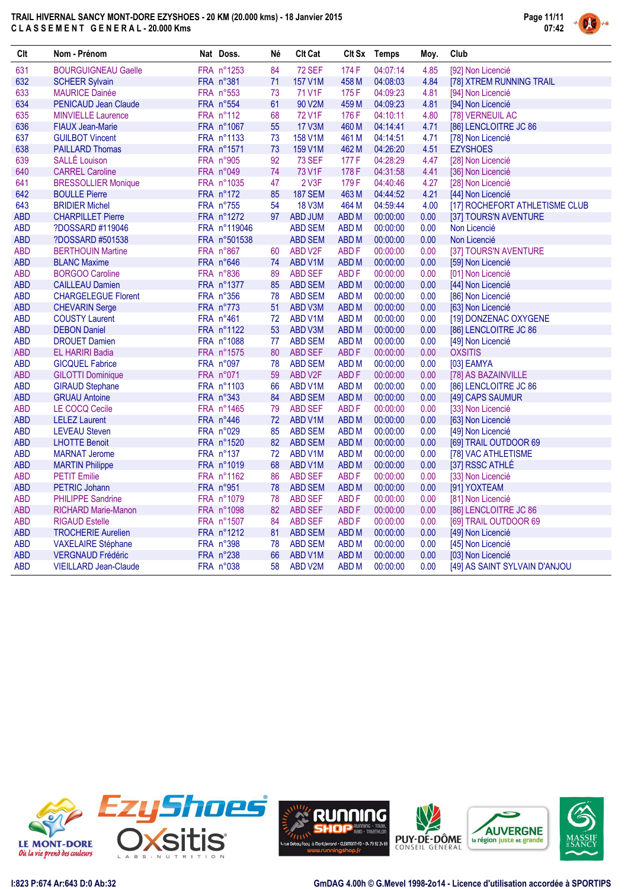# TRAIL HIVERNAL SANCY MONT-DORE EZYSHOES - 20 KM (20.000 kms) - 18 Janvier 2015

## C L A S S E M E N T   G E N E R A L - 20.000 Kms

| Clt | Nom - Prénom | Nat | Doss. | Né | Clt Cat | Clt Sx | Temps | Moy. | Club |
|---|---|---|---|---|---|---|---|---|---|
| 631 | BOURGUIGNEAU Gaelle | FRA | n°1253 | 84 | 72 SEF | 174 F | 04:07:14 | 4.85 | [92] Non Licencié |
| 632 | SCHEER Sylvain | FRA | n°381 | 71 | 157 V1M | 458 M | 04:08:03 | 4.84 | [78] XTREM RUNNING TRAIL |
| 633 | MAURICE Dainée | FRA | n°553 | 73 | 71 V1F | 175 F | 04:09:23 | 4.81 | [94] Non Licencié |
| 634 | PENICAUD Jean Claude | FRA | n°554 | 61 | 90 V2M | 459 M | 04:09:23 | 4.81 | [94] Non Licencié |
| 635 | MINVIELLE Laurence | FRA | n°112 | 68 | 72 V1F | 176 F | 04:10:11 | 4.80 | [78] VERNEUIL AC |
| 636 | FIAUX Jean-Marie | FRA | n°1067 | 55 | 17 V3M | 460 M | 04:14:41 | 4.71 | [86] LENCLOITRE JC 86 |
| 637 | GUILBOT Vincent | FRA | n°1133 | 73 | 158 V1M | 461 M | 04:14:51 | 4.71 | [78] Non Licencié |
| 638 | PAILLARD Thomas | FRA | n°1571 | 73 | 159 V1M | 462 M | 04:26:20 | 4.51 | EZYSHOES |
| 639 | SALLÉ Louison | FRA | n°905 | 92 | 73 SEF | 177 F | 04:28:29 | 4.47 | [28] Non Licencié |
| 640 | CARREL Caroline | FRA | n°049 | 74 | 73 V1F | 178 F | 04:31:58 | 4.41 | [36] Non Licencié |
| 641 | BRESSOLLIER Monique | FRA | n°1035 | 47 | 2 V3F | 179 F | 04:40:46 | 4.27 | [28] Non Licencié |
| 642 | BOULLE Pierre | FRA | n°172 | 85 | 187 SEM | 463 M | 04:44:52 | 4.21 | [44] Non Licencié |
| 643 | BRIDIER Michel | FRA | n°755 | 54 | 18 V3M | 464 M | 04:59:44 | 4.00 | [17] ROCHEFORT ATHLETISME CLUB |
| ABD | CHARPILLET Pierre | FRA | n°1272 | 97 | ABD JUM | ABD M | 00:00:00 | 0.00 | [37] TOURS'N AVENTURE |
| ABD | ?DOSSARD #119046 | FRA | n°119046 | | ABD SEM | ABD M | 00:00:00 | 0.00 | Non Licencié |
| ABD | ?DOSSARD #501538 | FRA | n°501538 | | ABD SEM | ABD M | 00:00:00 | 0.00 | Non Licencié |
| ABD | BERTHOUIN Martine | FRA | n°867 | 60 | ABD V2F | ABD F | 00:00:00 | 0.00 | [37] TOURS'N AVENTURE |
| ABD | BLANC Maxime | FRA | n°646 | 74 | ABD V1M | ABD M | 00:00:00 | 0.00 | [59] Non Licencié |
| ABD | BORGOO Caroline | FRA | n°836 | 89 | ABD SEF | ABD F | 00:00:00 | 0.00 | [01] Non Licencié |
| ABD | CAILLEAU Damien | FRA | n°1377 | 85 | ABD SEM | ABD M | 00:00:00 | 0.00 | [44] Non Licencié |
| ABD | CHARGELEGUE Florent | FRA | n°356 | 78 | ABD SEM | ABD M | 00:00:00 | 0.00 | [86] Non Licencié |
| ABD | CHEVARIN Serge | FRA | n°773 | 51 | ABD V3M | ABD M | 00:00:00 | 0.00 | [63] Non Licencié |
| ABD | COUSTY Laurent | FRA | n°461 | 72 | ABD V1M | ABD M | 00:00:00 | 0.00 | [19] DONZENAC OXYGENE |
| ABD | DEBON Daniel | FRA | n°1122 | 53 | ABD V3M | ABD M | 00:00:00 | 0.00 | [86] LENCLOITRE JC 86 |
| ABD | DROUET Damien | FRA | n°1088 | 77 | ABD SEM | ABD M | 00:00:00 | 0.00 | [49] Non Licencié |
| ABD | EL HARIRI Badia | FRA | n°1575 | 80 | ABD SEF | ABD F | 00:00:00 | 0.00 | OXSITIS |
| ABD | GICQUEL Fabrice | FRA | n°097 | 78 | ABD SEM | ABD M | 00:00:00 | 0.00 | [03] EAMYA |
| ABD | GILOTTI Dominique | FRA | n°071 | 59 | ABD V2F | ABD F | 00:00:00 | 0.00 | [78] AS BAZAINVILLE |
| ABD | GIRAUD Stephane | FRA | n°1103 | 66 | ABD V1M | ABD M | 00:00:00 | 0.00 | [86] LENCLOITRE JC 86 |
| ABD | GRUAU Antoine | FRA | n°343 | 84 | ABD SEM | ABD M | 00:00:00 | 0.00 | [49] CAPS SAUMUR |
| ABD | LE COCQ Cecile | FRA | n°1465 | 79 | ABD SEF | ABD F | 00:00:00 | 0.00 | [33] Non Licencié |
| ABD | LELEZ Laurent | FRA | n°446 | 72 | ABD V1M | ABD M | 00:00:00 | 0.00 | [63] Non Licencié |
| ABD | LEVEAU Steven | FRA | n°029 | 85 | ABD SEM | ABD M | 00:00:00 | 0.00 | [49] Non Licencié |
| ABD | LHOTTE Benoit | FRA | n°1520 | 82 | ABD SEM | ABD M | 00:00:00 | 0.00 | [69] TRAIL OUTDOOR 69 |
| ABD | MARNAT Jerome | FRA | n°137 | 72 | ABD V1M | ABD M | 00:00:00 | 0.00 | [78] VAC ATHLETISME |
| ABD | MARTIN Philippe | FRA | n°1019 | 68 | ABD V1M | ABD M | 00:00:00 | 0.00 | [37] RSSC ATHLÉ |
| ABD | PETIT Emilie | FRA | n°1162 | 86 | ABD SEF | ABD F | 00:00:00 | 0.00 | [33] Non Licencié |
| ABD | PETRIC Johann | FRA | n°951 | 78 | ABD SEM | ABD M | 00:00:00 | 0.00 | [91] YOXTEAM |
| ABD | PHILIPPE Sandrine | FRA | n°1079 | 78 | ABD SEF | ABD F | 00:00:00 | 0.00 | [81] Non Licencié |
| ABD | RICHARD Marie-Manon | FRA | n°1098 | 82 | ABD SEF | ABD F | 00:00:00 | 0.00 | [86] LENCLOITRE JC 86 |
| ABD | RIGAUD Estelle | FRA | n°1507 | 84 | ABD SEF | ABD F | 00:00:00 | 0.00 | [69] TRAIL OUTDOOR 69 |
| ABD | TROCHERIE Aurelien | FRA | n°1212 | 81 | ABD SEM | ABD M | 00:00:00 | 0.00 | [49] Non Licencié |
| ABD | VAXELAIRE Stéphane | FRA | n°398 | 78 | ABD SEM | ABD M | 00:00:00 | 0.00 | [45] Non Licencié |
| ABD | VERGNAUD Frédéric | FRA | n°238 | 66 | ABD V1M | ABD M | 00:00:00 | 0.00 | [03] Non Licencié |
| ABD | VIEILLARD Jean-Claude | FRA | n°038 | 58 | ABD V2M | ABD M | 00:00:00 | 0.00 | [49] AS SAINT SYLVAIN D'ANJOU |

I:823 P:674 Ar:643 D:0 Ab:32